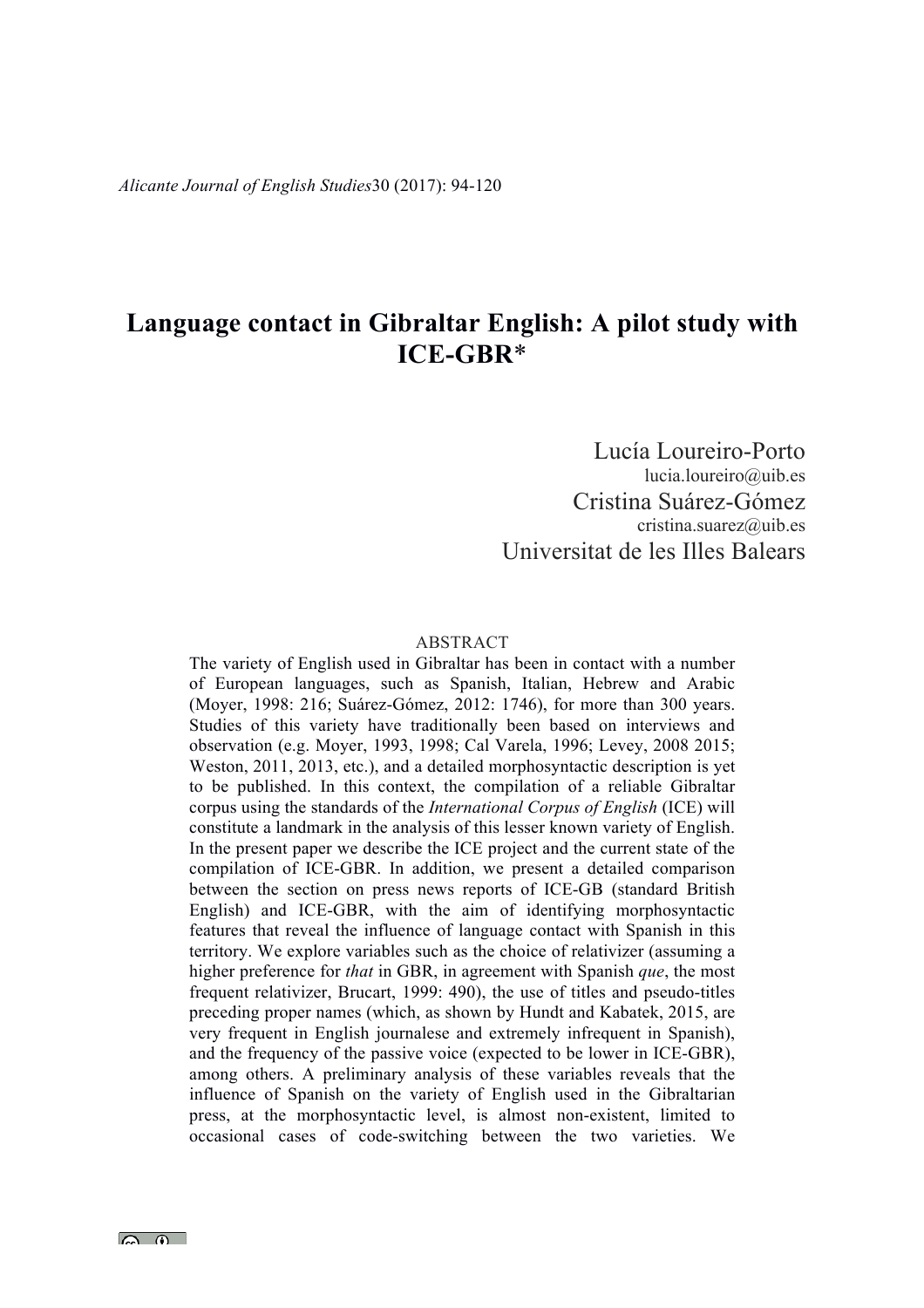# Language contact in Gibraltar English: A pilot study with ICE-GBR*

Lucía Loureiro-Porto
lucia.loureiro@uib.es
Cristina Suárez-Gómez
cristina.suarez@uib.es
Universitat de les Illes Balears

## ABSTRACT

The variety of English used in Gibraltar has been in contact with a number of European languages, such as Spanish, Italian, Hebrew and Arabic (Moyer, 1998: 216; Suárez-Gómez, 2012: 1746), for more than 300 years. Studies of this variety have traditionally been based on interviews and observation (e.g. Moyer, 1993, 1998; Cal Varela, 1996; Levey, 2008 2015; Weston, 2011, 2013, etc.), and a detailed morphosyntactic description is yet to be published. In this context, the compilation of a reliable Gibraltar corpus using the standards of the *International Corpus of English* (ICE) will constitute a landmark in the analysis of this lesser known variety of English. In the present paper we describe the ICE project and the current state of the compilation of ICE-GBR. In addition, we present a detailed comparison between the section on press news reports of ICE-GB (standard British English) and ICE-GBR, with the aim of identifying morphosyntactic features that reveal the influence of language contact with Spanish in this territory. We explore variables such as the choice of relativizer (assuming a higher preference for *that* in GBR, in agreement with Spanish *que*, the most frequent relativizer, Brucart, 1999: 490), the use of titles and pseudo-titles preceding proper names (which, as shown by Hundt and Kabatek, 2015, are very frequent in English journalese and extremely infrequent in Spanish), and the frequency of the passive voice (expected to be lower in ICE-GBR), among others. A preliminary analysis of these variables reveals that the influence of Spanish on the variety of English used in the Gibraltarian press, at the morphosyntactic level, is almost non-existent, limited to occasional cases of code-switching between the two varieties. We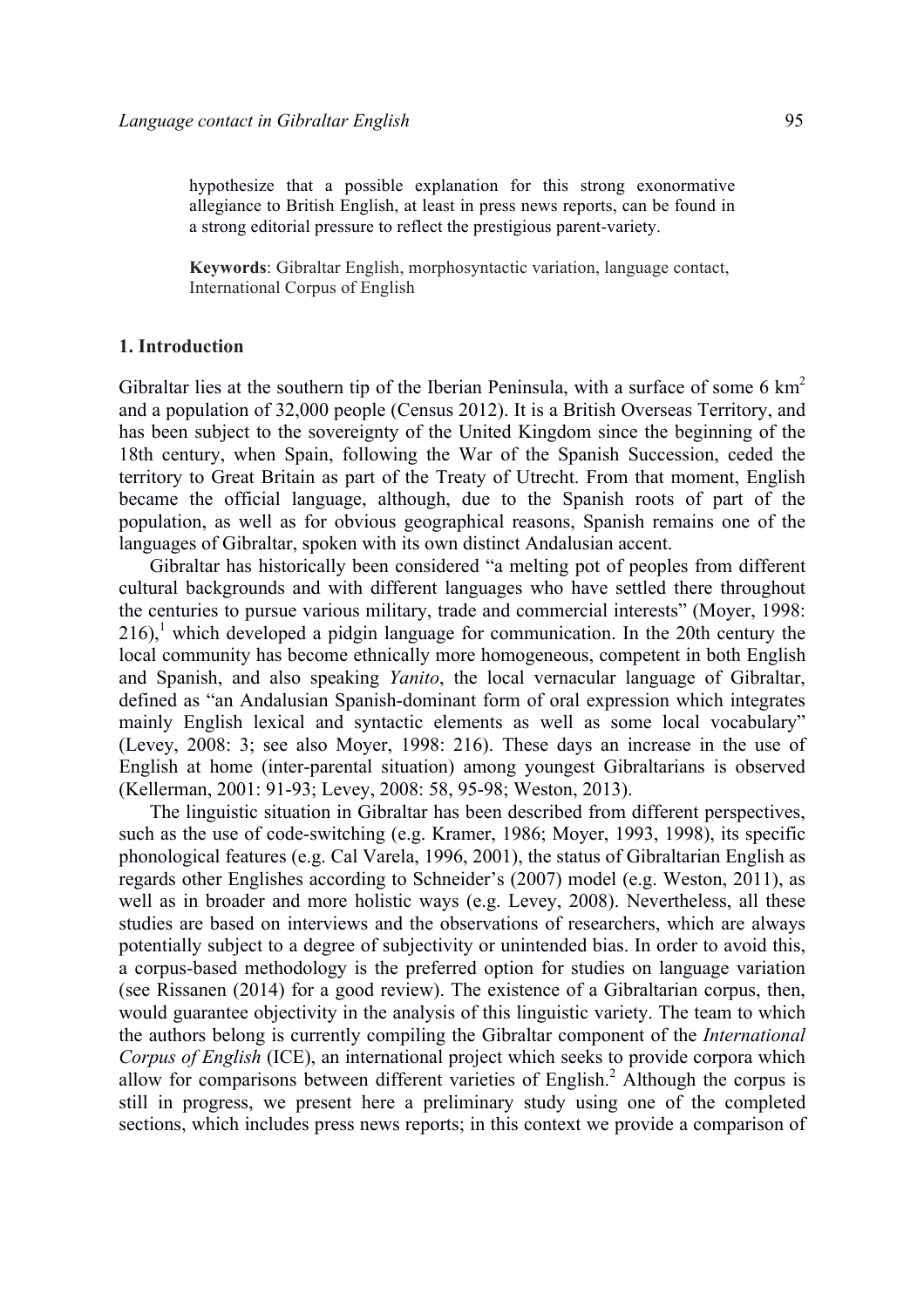hypothesize that a possible explanation for this strong exonormative allegiance to British English, at least in press news reports, can be found in a strong editorial pressure to reflect the prestigious parent-variety.

**Keywords**: Gibraltar English, morphosyntactic variation, language contact, International Corpus of English

## 1. Introduction

Gibraltar lies at the southern tip of the Iberian Peninsula, with a surface of some 6 km$^2$ and a population of 32,000 people (Census 2012). It is a British Overseas Territory, and has been subject to the sovereignty of the United Kingdom since the beginning of the 18th century, when Spain, following the War of the Spanish Succession, ceded the territory to Great Britain as part of the Treaty of Utrecht. From that moment, English became the official language, although, due to the Spanish roots of part of the population, as well as for obvious geographical reasons, Spanish remains one of the languages of Gibraltar, spoken with its own distinct Andalusian accent.

Gibraltar has historically been considered "a melting pot of peoples from different cultural backgrounds and with different languages who have settled there throughout the centuries to pursue various military, trade and commercial interests" (Moyer, 1998: 216),[1] which developed a pidgin language for communication. In the 20th century the local community has become ethnically more homogeneous, competent in both English and Spanish, and also speaking *Yanito*, the local vernacular language of Gibraltar, defined as "an Andalusian Spanish-dominant form of oral expression which integrates mainly English lexical and syntactic elements as well as some local vocabulary" (Levey, 2008: 3; see also Moyer, 1998: 216). These days an increase in the use of English at home (inter-parental situation) among youngest Gibraltarians is observed (Kellerman, 2001: 91-93; Levey, 2008: 58, 95-98; Weston, 2013).

The linguistic situation in Gibraltar has been described from different perspectives, such as the use of code-switching (e.g. Kramer, 1986; Moyer, 1993, 1998), its specific phonological features (e.g. Cal Varela, 1996, 2001), the status of Gibraltarian English as regards other Englishes according to Schneider's (2007) model (e.g. Weston, 2011), as well as in broader and more holistic ways (e.g. Levey, 2008). Nevertheless, all these studies are based on interviews and the observations of researchers, which are always potentially subject to a degree of subjectivity or unintended bias. In order to avoid this, a corpus-based methodology is the preferred option for studies on language variation (see Rissanen (2014) for a good review). The existence of a Gibraltarian corpus, then, would guarantee objectivity in the analysis of this linguistic variety. The team to which the authors belong is currently compiling the Gibraltar component of the *International Corpus of English* (ICE), an international project which seeks to provide corpora which allow for comparisons between different varieties of English.[2] Although the corpus is still in progress, we present here a preliminary study using one of the completed sections, which includes press news reports; in this context we provide a comparison of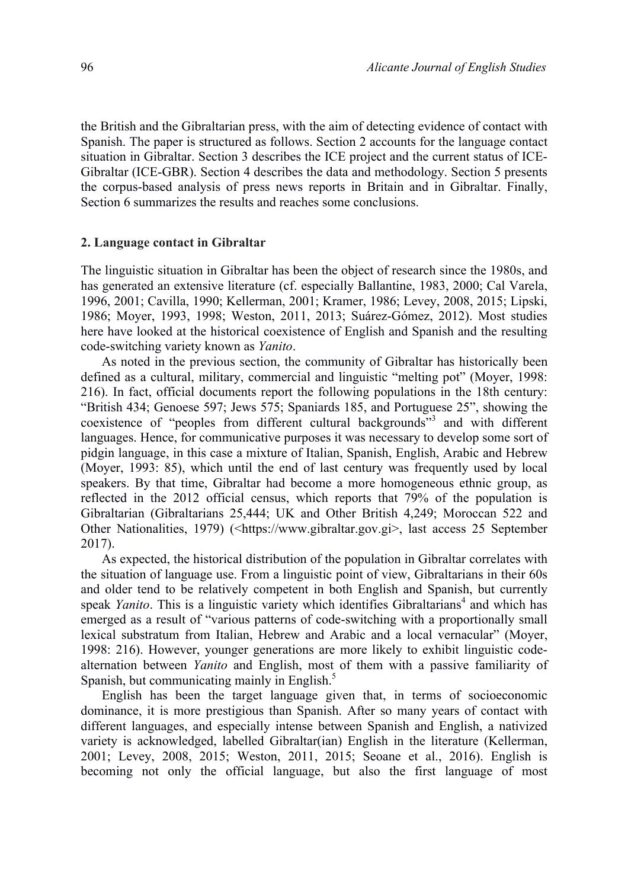the British and the Gibraltarian press, with the aim of detecting evidence of contact with Spanish. The paper is structured as follows. Section 2 accounts for the language contact situation in Gibraltar. Section 3 describes the ICE project and the current status of ICE-Gibraltar (ICE-GBR). Section 4 describes the data and methodology. Section 5 presents the corpus-based analysis of press news reports in Britain and in Gibraltar. Finally, Section 6 summarizes the results and reaches some conclusions.

## 2. Language contact in Gibraltar

The linguistic situation in Gibraltar has been the object of research since the 1980s, and has generated an extensive literature (cf. especially Ballantine, 1983, 2000; Cal Varela, 1996, 2001; Cavilla, 1990; Kellerman, 2001; Kramer, 1986; Levey, 2008, 2015; Lipski, 1986; Moyer, 1993, 1998; Weston, 2011, 2013; Suárez-Gómez, 2012). Most studies here have looked at the historical coexistence of English and Spanish and the resulting code-switching variety known as *Yanito*.

As noted in the previous section, the community of Gibraltar has historically been defined as a cultural, military, commercial and linguistic "melting pot" (Moyer, 1998: 216). In fact, official documents report the following populations in the 18th century: "British 434; Genoese 597; Jews 575; Spaniards 185, and Portuguese 25", showing the coexistence of "peoples from different cultural backgrounds"[3] and with different languages. Hence, for communicative purposes it was necessary to develop some sort of pidgin language, in this case a mixture of Italian, Spanish, English, Arabic and Hebrew (Moyer, 1993: 85), which until the end of last century was frequently used by local speakers. By that time, Gibraltar had become a more homogeneous ethnic group, as reflected in the 2012 official census, which reports that 79% of the population is Gibraltarian (Gibraltarians 25,444; UK and Other British 4,249; Moroccan 522 and Other Nationalities, 1979) (<https://www.gibraltar.gov.gi>, last access 25 September 2017).

As expected, the historical distribution of the population in Gibraltar correlates with the situation of language use. From a linguistic point of view, Gibraltarians in their 60s and older tend to be relatively competent in both English and Spanish, but currently speak *Yanito*. This is a linguistic variety which identifies Gibraltarians[4] and which has emerged as a result of "various patterns of code-switching with a proportionally small lexical substratum from Italian, Hebrew and Arabic and a local vernacular" (Moyer, 1998: 216). However, younger generations are more likely to exhibit linguistic code-alternation between *Yanito* and English, most of them with a passive familiarity of Spanish, but communicating mainly in English.[5]

English has been the target language given that, in terms of socioeconomic dominance, it is more prestigious than Spanish. After so many years of contact with different languages, and especially intense between Spanish and English, a nativized variety is acknowledged, labelled Gibraltar(ian) English in the literature (Kellerman, 2001; Levey, 2008, 2015; Weston, 2011, 2015; Seoane et al., 2016). English is becoming not only the official language, but also the first language of most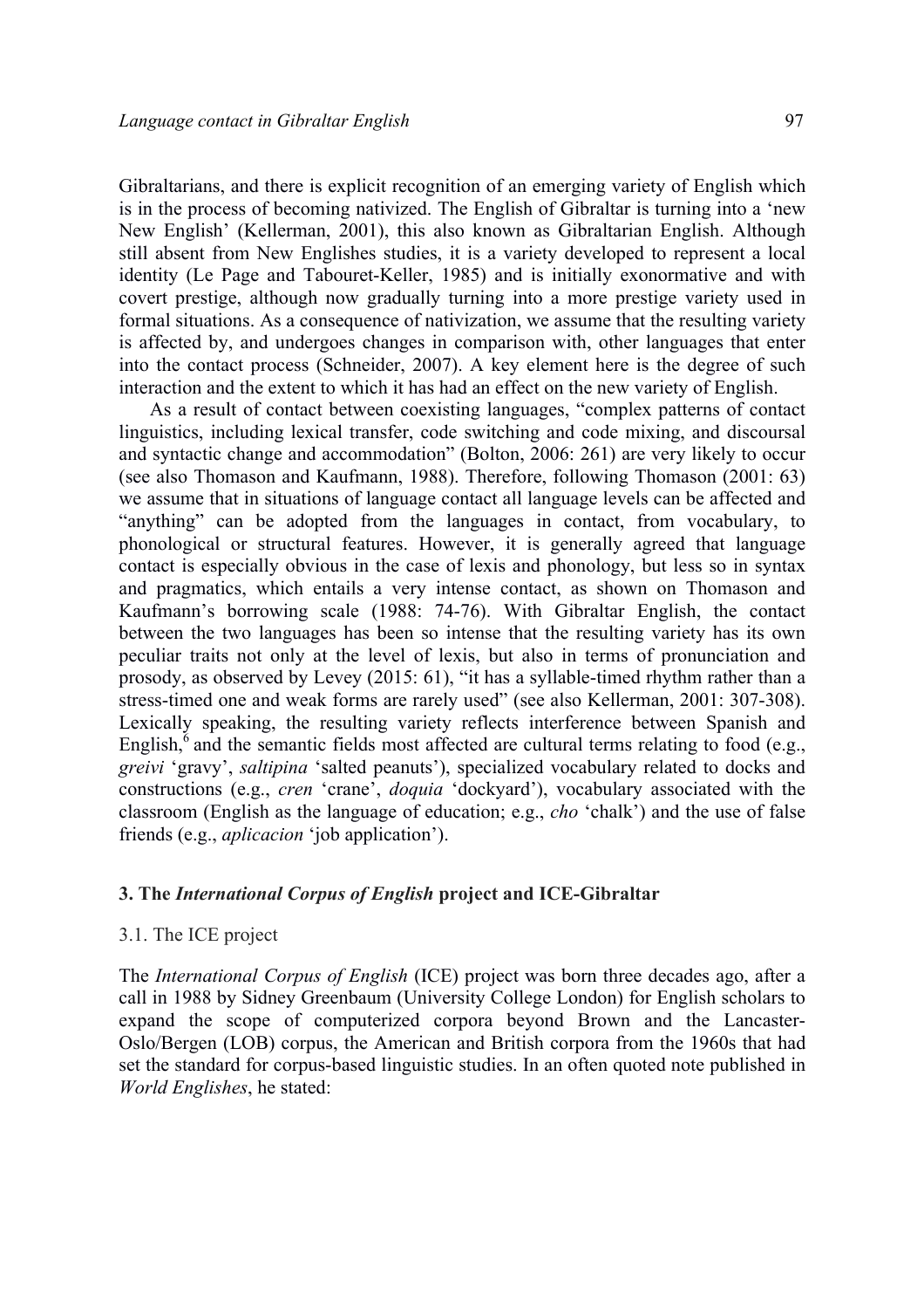Gibraltarians, and there is explicit recognition of an emerging variety of English which is in the process of becoming nativized. The English of Gibraltar is turning into a 'new New English' (Kellerman, 2001), this also known as Gibraltarian English. Although still absent from New Englishes studies, it is a variety developed to represent a local identity (Le Page and Tabouret-Keller, 1985) and is initially exonormative and with covert prestige, although now gradually turning into a more prestige variety used in formal situations. As a consequence of nativization, we assume that the resulting variety is affected by, and undergoes changes in comparison with, other languages that enter into the contact process (Schneider, 2007). A key element here is the degree of such interaction and the extent to which it has had an effect on the new variety of English.

As a result of contact between coexisting languages, "complex patterns of contact linguistics, including lexical transfer, code switching and code mixing, and discoursal and syntactic change and accommodation" (Bolton, 2006: 261) are very likely to occur (see also Thomason and Kaufmann, 1988). Therefore, following Thomason (2001: 63) we assume that in situations of language contact all language levels can be affected and "anything" can be adopted from the languages in contact, from vocabulary, to phonological or structural features. However, it is generally agreed that language contact is especially obvious in the case of lexis and phonology, but less so in syntax and pragmatics, which entails a very intense contact, as shown on Thomason and Kaufmann's borrowing scale (1988: 74-76). With Gibraltar English, the contact between the two languages has been so intense that the resulting variety has its own peculiar traits not only at the level of lexis, but also in terms of pronunciation and prosody, as observed by Levey (2015: 61), "it has a syllable-timed rhythm rather than a stress-timed one and weak forms are rarely used" (see also Kellerman, 2001: 307-308). Lexically speaking, the resulting variety reflects interference between Spanish and English,[6] and the semantic fields most affected are cultural terms relating to food (e.g., *greivi* 'gravy', *saltipina* 'salted peanuts'), specialized vocabulary related to docks and constructions (e.g., *cren* 'crane', *doquia* 'dockyard'), vocabulary associated with the classroom (English as the language of education; e.g., *cho* 'chalk') and the use of false friends (e.g., *aplicacion* 'job application').

## 3. The *International Corpus of English* project and ICE-Gibraltar

### 3.1. The ICE project

The *International Corpus of English* (ICE) project was born three decades ago, after a call in 1988 by Sidney Greenbaum (University College London) for English scholars to expand the scope of computerized corpora beyond Brown and the Lancaster-Oslo/Bergen (LOB) corpus, the American and British corpora from the 1960s that had set the standard for corpus-based linguistic studies. In an often quoted note published in *World Englishes*, he stated: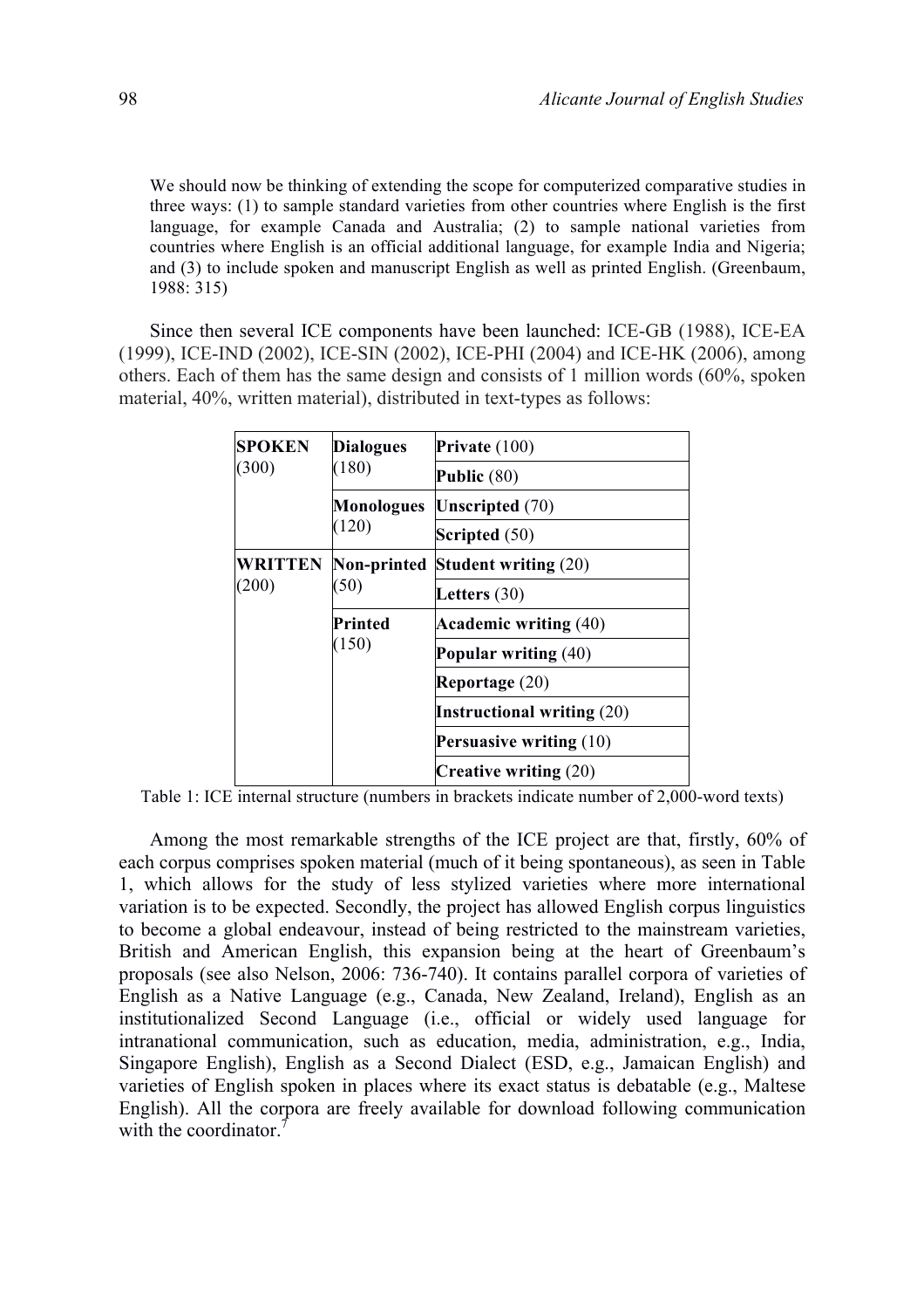> We should now be thinking of extending the scope for computerized comparative studies in three ways: (1) to sample standard varieties from other countries where English is the first language, for example Canada and Australia; (2) to sample national varieties from countries where English is an official additional language, for example India and Nigeria; and (3) to include spoken and manuscript English as well as printed English. (Greenbaum, 1988: 315)

Since then several ICE components have been launched: ICE-GB (1988), ICE-EA (1999), ICE-IND (2002), ICE-SIN (2002), ICE-PHI (2004) and ICE-HK (2006), among others. Each of them has the same design and consists of 1 million words (60%, spoken material, 40%, written material), distributed in text-types as follows:

| | | |
|---|---|---|
| **SPOKEN** (300) | **Dialogues** (180) | **Private** (100) |
| | | **Public** (80) |
| | **Monologues** (120) | **Unscripted** (70) |
| | | **Scripted** (50) |
| **WRITTEN** (200) | **Non-printed** (50) | **Student writing** (20) |
| | | **Letters** (30) |
| | **Printed** (150) | **Academic writing** (40) |
| | | **Popular writing** (40) |
| | | **Reportage** (20) |
| | | **Instructional writing** (20) |
| | | **Persuasive writing** (10) |
| | | **Creative writing** (20) |

Table 1: ICE internal structure (numbers in brackets indicate number of 2,000-word texts)

Among the most remarkable strengths of the ICE project are that, firstly, 60% of each corpus comprises spoken material (much of it being spontaneous), as seen in Table 1, which allows for the study of less stylized varieties where more international variation is to be expected. Secondly, the project has allowed English corpus linguistics to become a global endeavour, instead of being restricted to the mainstream varieties, British and American English, this expansion being at the heart of Greenbaum's proposals (see also Nelson, 2006: 736-740). It contains parallel corpora of varieties of English as a Native Language (e.g., Canada, New Zealand, Ireland), English as an institutionalized Second Language (i.e., official or widely used language for intranational communication, such as education, media, administration, e.g., India, Singapore English), English as a Second Dialect (ESD, e.g., Jamaican English) and varieties of English spoken in places where its exact status is debatable (e.g., Maltese English). All the corpora are freely available for download following communication with the coordinator.[7]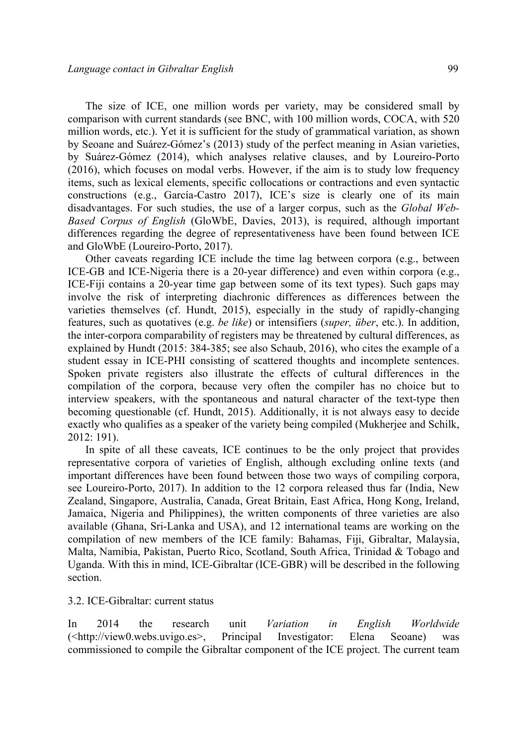The size of ICE, one million words per variety, may be considered small by comparison with current standards (see BNC, with 100 million words, COCA, with 520 million words, etc.). Yet it is sufficient for the study of grammatical variation, as shown by Seoane and Suárez-Gómez's (2013) study of the perfect meaning in Asian varieties, by Suárez-Gómez (2014), which analyses relative clauses, and by Loureiro-Porto (2016), which focuses on modal verbs. However, if the aim is to study low frequency items, such as lexical elements, specific collocations or contractions and even syntactic constructions (e.g., García-Castro 2017), ICE's size is clearly one of its main disadvantages. For such studies, the use of a larger corpus, such as the *Global Web-Based Corpus of English* (GloWbE, Davies, 2013), is required, although important differences regarding the degree of representativeness have been found between ICE and GloWbE (Loureiro-Porto, 2017).

Other caveats regarding ICE include the time lag between corpora (e.g., between ICE-GB and ICE-Nigeria there is a 20-year difference) and even within corpora (e.g., ICE-Fiji contains a 20-year time gap between some of its text types). Such gaps may involve the risk of interpreting diachronic differences as differences between the varieties themselves (cf. Hundt, 2015), especially in the study of rapidly-changing features, such as quotatives (e.g. *be like*) or intensifiers (*super, über*, etc.). In addition, the inter-corpora comparability of registers may be threatened by cultural differences, as explained by Hundt (2015: 384-385; see also Schaub, 2016), who cites the example of a student essay in ICE-PHI consisting of scattered thoughts and incomplete sentences. Spoken private registers also illustrate the effects of cultural differences in the compilation of the corpora, because very often the compiler has no choice but to interview speakers, with the spontaneous and natural character of the text-type then becoming questionable (cf. Hundt, 2015). Additionally, it is not always easy to decide exactly who qualifies as a speaker of the variety being compiled (Mukherjee and Schilk, 2012: 191).

In spite of all these caveats, ICE continues to be the only project that provides representative corpora of varieties of English, although excluding online texts (and important differences have been found between those two ways of compiling corpora, see Loureiro-Porto, 2017). In addition to the 12 corpora released thus far (India, New Zealand, Singapore, Australia, Canada, Great Britain, East Africa, Hong Kong, Ireland, Jamaica, Nigeria and Philippines), the written components of three varieties are also available (Ghana, Sri-Lanka and USA), and 12 international teams are working on the compilation of new members of the ICE family: Bahamas, Fiji, Gibraltar, Malaysia, Malta, Namibia, Pakistan, Puerto Rico, Scotland, South Africa, Trinidad & Tobago and Uganda. With this in mind, ICE-Gibraltar (ICE-GBR) will be described in the following section.

### 3.2. ICE-Gibraltar: current status

In 2014 the research unit *Variation in English Worldwide* (<http://view0.webs.uvigo.es>, Principal Investigator: Elena Seoane) was commissioned to compile the Gibraltar component of the ICE project. The current team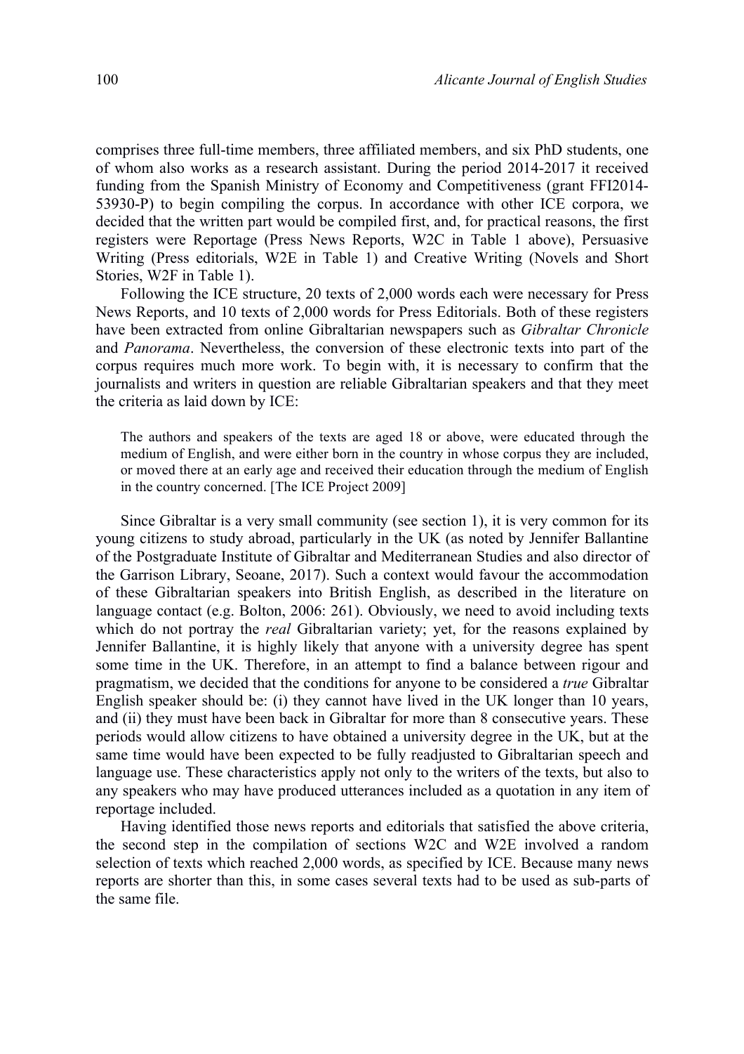comprises three full-time members, three affiliated members, and six PhD students, one of whom also works as a research assistant. During the period 2014-2017 it received funding from the Spanish Ministry of Economy and Competitiveness (grant FFI2014-53930-P) to begin compiling the corpus. In accordance with other ICE corpora, we decided that the written part would be compiled first, and, for practical reasons, the first registers were Reportage (Press News Reports, W2C in Table 1 above), Persuasive Writing (Press editorials, W2E in Table 1) and Creative Writing (Novels and Short Stories, W2F in Table 1).

Following the ICE structure, 20 texts of 2,000 words each were necessary for Press News Reports, and 10 texts of 2,000 words for Press Editorials. Both of these registers have been extracted from online Gibraltarian newspapers such as *Gibraltar Chronicle* and *Panorama*. Nevertheless, the conversion of these electronic texts into part of the corpus requires much more work. To begin with, it is necessary to confirm that the journalists and writers in question are reliable Gibraltarian speakers and that they meet the criteria as laid down by ICE:

> The authors and speakers of the texts are aged 18 or above, were educated through the medium of English, and were either born in the country in whose corpus they are included, or moved there at an early age and received their education through the medium of English in the country concerned. [The ICE Project 2009]

Since Gibraltar is a very small community (see section 1), it is very common for its young citizens to study abroad, particularly in the UK (as noted by Jennifer Ballantine of the Postgraduate Institute of Gibraltar and Mediterranean Studies and also director of the Garrison Library, Seoane, 2017). Such a context would favour the accommodation of these Gibraltarian speakers into British English, as described in the literature on language contact (e.g. Bolton, 2006: 261). Obviously, we need to avoid including texts which do not portray the *real* Gibraltarian variety; yet, for the reasons explained by Jennifer Ballantine, it is highly likely that anyone with a university degree has spent some time in the UK. Therefore, in an attempt to find a balance between rigour and pragmatism, we decided that the conditions for anyone to be considered a *true* Gibraltar English speaker should be: (i) they cannot have lived in the UK longer than 10 years, and (ii) they must have been back in Gibraltar for more than 8 consecutive years. These periods would allow citizens to have obtained a university degree in the UK, but at the same time would have been expected to be fully readjusted to Gibraltarian speech and language use. These characteristics apply not only to the writers of the texts, but also to any speakers who may have produced utterances included as a quotation in any item of reportage included.

Having identified those news reports and editorials that satisfied the above criteria, the second step in the compilation of sections W2C and W2E involved a random selection of texts which reached 2,000 words, as specified by ICE. Because many news reports are shorter than this, in some cases several texts had to be used as sub-parts of the same file.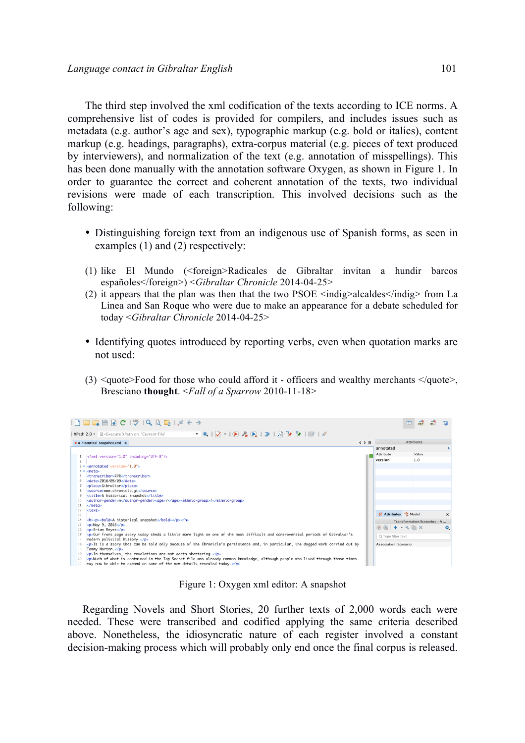The third step involved the xml codification of the texts according to ICE norms. A comprehensive list of codes is provided for compilers, and includes issues such as metadata (e.g. author's age and sex), typographic markup (e.g. bold or italics), content markup (e.g. headings, paragraphs), extra-corpus material (e.g. pieces of text produced by interviewers), and normalization of the text (e.g. annotation of misspellings). This has been done manually with the annotation software Oxygen, as shown in Figure 1. In order to guarantee the correct and coherent annotation of the texts, two individual revisions were made of each transcription. This involved decisions such as the following:

- Distinguishing foreign text from an indigenous use of Spanish forms, as seen in examples (1) and (2) respectively:

(1) like El Mundo (<foreign>Radicales de Gibraltar invitan a hundir barcos españoles</foreign>) <*Gibraltar Chronicle* 2014-04-25>

(2) it appears that the plan was then that the two PSOE <indig>alcaldes</indig> from La Linea and San Roque who were due to make an appearance for a debate scheduled for today <*Gibraltar Chronicle* 2014-04-25>

- Identifying quotes introduced by reporting verbs, even when quotation marks are not used:

(3) <quote>Food for those who could afford it - officers and wealthy merchants </quote>, Bresciano **thought**. <*Fall of a Sparrow* 2010-11-18>

Figure 1: Oxygen xml editor: A snapshot

Regarding Novels and Short Stories, 20 further texts of 2,000 words each were needed. These were transcribed and codified applying the same criteria described above. Nonetheless, the idiosyncratic nature of each register involved a constant decision-making process which will probably only end once the final corpus is released.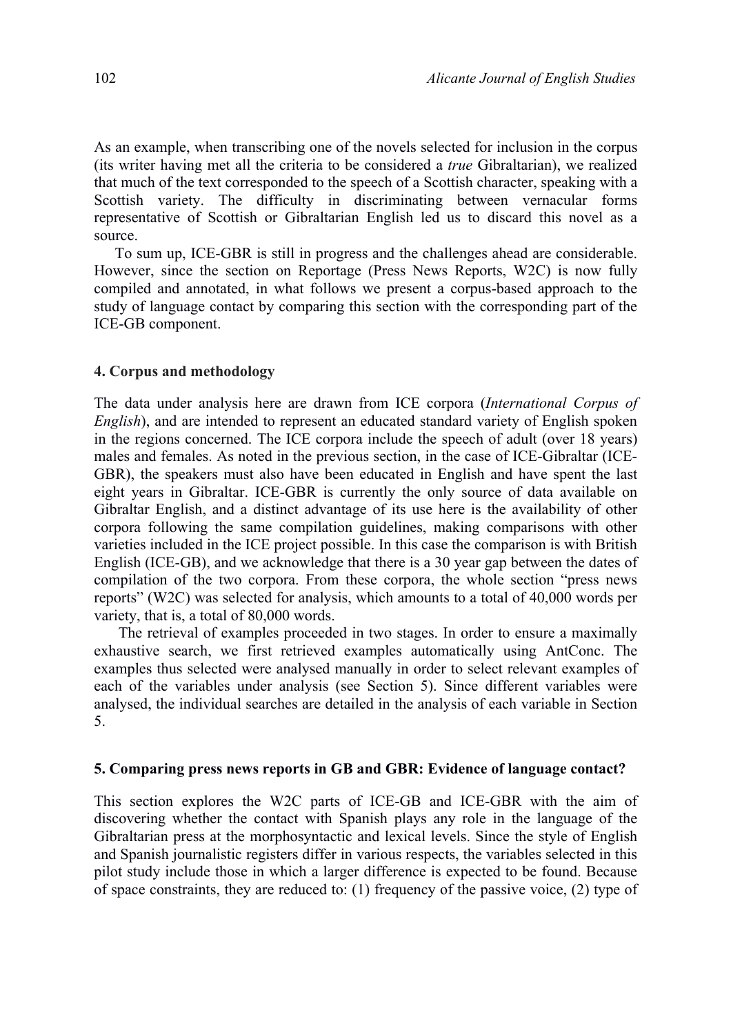As an example, when transcribing one of the novels selected for inclusion in the corpus (its writer having met all the criteria to be considered a *true* Gibraltarian), we realized that much of the text corresponded to the speech of a Scottish character, speaking with a Scottish variety. The difficulty in discriminating between vernacular forms representative of Scottish or Gibraltarian English led us to discard this novel as a source.

To sum up, ICE-GBR is still in progress and the challenges ahead are considerable. However, since the section on Reportage (Press News Reports, W2C) is now fully compiled and annotated, in what follows we present a corpus-based approach to the study of language contact by comparing this section with the corresponding part of the ICE-GB component.

## 4. Corpus and methodology

The data under analysis here are drawn from ICE corpora (*International Corpus of English*), and are intended to represent an educated standard variety of English spoken in the regions concerned. The ICE corpora include the speech of adult (over 18 years) males and females. As noted in the previous section, in the case of ICE-Gibraltar (ICE-GBR), the speakers must also have been educated in English and have spent the last eight years in Gibraltar. ICE-GBR is currently the only source of data available on Gibraltar English, and a distinct advantage of its use here is the availability of other corpora following the same compilation guidelines, making comparisons with other varieties included in the ICE project possible. In this case the comparison is with British English (ICE-GB), and we acknowledge that there is a 30 year gap between the dates of compilation of the two corpora. From these corpora, the whole section "press news reports" (W2C) was selected for analysis, which amounts to a total of 40,000 words per variety, that is, a total of 80,000 words.

The retrieval of examples proceeded in two stages. In order to ensure a maximally exhaustive search, we first retrieved examples automatically using AntConc. The examples thus selected were analysed manually in order to select relevant examples of each of the variables under analysis (see Section 5). Since different variables were analysed, the individual searches are detailed in the analysis of each variable in Section 5.

## 5. Comparing press news reports in GB and GBR: Evidence of language contact?

This section explores the W2C parts of ICE-GB and ICE-GBR with the aim of discovering whether the contact with Spanish plays any role in the language of the Gibraltarian press at the morphosyntactic and lexical levels. Since the style of English and Spanish journalistic registers differ in various respects, the variables selected in this pilot study include those in which a larger difference is expected to be found. Because of space constraints, they are reduced to: (1) frequency of the passive voice, (2) type of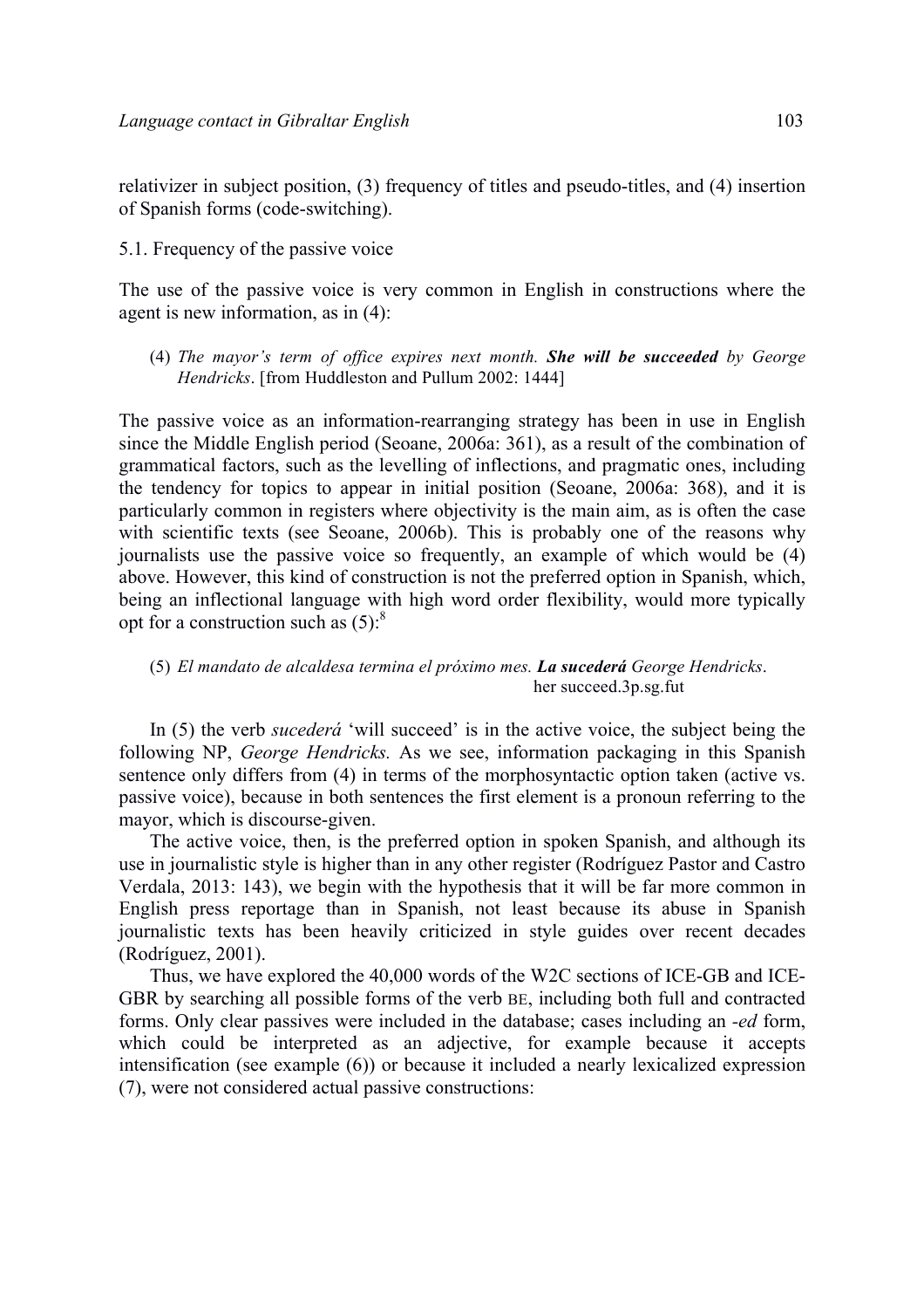relativizer in subject position, (3) frequency of titles and pseudo-titles, and (4) insertion of Spanish forms (code-switching).

### 5.1. Frequency of the passive voice

The use of the passive voice is very common in English in constructions where the agent is new information, as in (4):

> (4) *The mayor's term of office expires next month.* ***She will be succeeded*** *by George Hendricks*. [from Huddleston and Pullum 2002: 1444]

The passive voice as an information-rearranging strategy has been in use in English since the Middle English period (Seoane, 2006a: 361), as a result of the combination of grammatical factors, such as the levelling of inflections, and pragmatic ones, including the tendency for topics to appear in initial position (Seoane, 2006a: 368), and it is particularly common in registers where objectivity is the main aim, as is often the case with scientific texts (see Seoane, 2006b). This is probably one of the reasons why journalists use the passive voice so frequently, an example of which would be (4) above. However, this kind of construction is not the preferred option in Spanish, which, being an inflectional language with high word order flexibility, would more typically opt for a construction such as (5):[8]

> (5) *El mandato de alcaldesa termina el próximo mes.* ***La sucederá*** *George Hendricks*.
> her succeed.3p.sg.fut

In (5) the verb *sucederá* 'will succeed' is in the active voice, the subject being the following NP, *George Hendricks.* As we see, information packaging in this Spanish sentence only differs from (4) in terms of the morphosyntactic option taken (active vs. passive voice), because in both sentences the first element is a pronoun referring to the mayor, which is discourse-given.

The active voice, then, is the preferred option in spoken Spanish, and although its use in journalistic style is higher than in any other register (Rodríguez Pastor and Castro Verdala, 2013: 143), we begin with the hypothesis that it will be far more common in English press reportage than in Spanish, not least because its abuse in Spanish journalistic texts has been heavily criticized in style guides over recent decades (Rodríguez, 2001).

Thus, we have explored the 40,000 words of the W2C sections of ICE-GB and ICE-GBR by searching all possible forms of the verb BE, including both full and contracted forms. Only clear passives were included in the database; cases including an *-ed* form, which could be interpreted as an adjective, for example because it accepts intensification (see example (6)) or because it included a nearly lexicalized expression (7), were not considered actual passive constructions: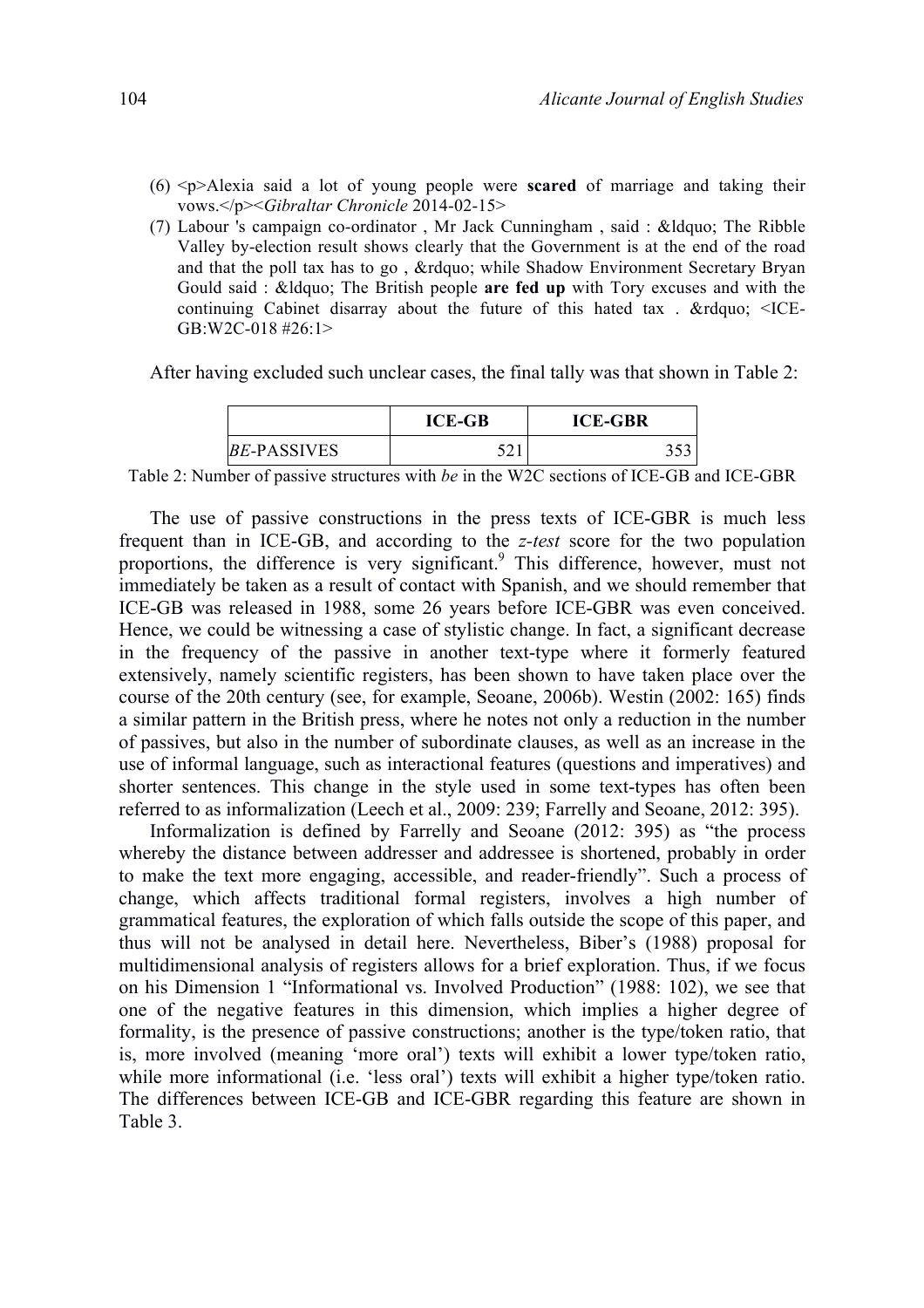(6) <p>Alexia said a lot of young people were **scared** of marriage and taking their vows.</p><*Gibraltar Chronicle* 2014-02-15>

(7) Labour 's campaign co-ordinator , Mr Jack Cunningham , said : &ldquo; The Ribble Valley by-election result shows clearly that the Government is at the end of the road and that the poll tax has to go , &rdquo; while Shadow Environment Secretary Bryan Gould said : &ldquo; The British people **are fed up** with Tory excuses and with the continuing Cabinet disarray about the future of this hated tax . &rdquo; <ICE-GB:W2C-018 #26:1>

After having excluded such unclear cases, the final tally was that shown in Table 2:

| | ICE-GB | ICE-GBR |
|---|---|---|
| *BE*-PASSIVES | 521 | 353 |

Table 2: Number of passive structures with *be* in the W2C sections of ICE-GB and ICE-GBR

The use of passive constructions in the press texts of ICE-GBR is much less frequent than in ICE-GB, and according to the *z-test* score for the two population proportions, the difference is very significant.[9] This difference, however, must not immediately be taken as a result of contact with Spanish, and we should remember that ICE-GB was released in 1988, some 26 years before ICE-GBR was even conceived. Hence, we could be witnessing a case of stylistic change. In fact, a significant decrease in the frequency of the passive in another text-type where it formerly featured extensively, namely scientific registers, has been shown to have taken place over the course of the 20th century (see, for example, Seoane, 2006b). Westin (2002: 165) finds a similar pattern in the British press, where he notes not only a reduction in the number of passives, but also in the number of subordinate clauses, as well as an increase in the use of informal language, such as interactional features (questions and imperatives) and shorter sentences. This change in the style used in some text-types has often been referred to as informalization (Leech et al., 2009: 239; Farrelly and Seoane, 2012: 395).

Informalization is defined by Farrelly and Seoane (2012: 395) as "the process whereby the distance between addresser and addressee is shortened, probably in order to make the text more engaging, accessible, and reader-friendly". Such a process of change, which affects traditional formal registers, involves a high number of grammatical features, the exploration of which falls outside the scope of this paper, and thus will not be analysed in detail here. Nevertheless, Biber's (1988) proposal for multidimensional analysis of registers allows for a brief exploration. Thus, if we focus on his Dimension 1 "Informational vs. Involved Production" (1988: 102), we see that one of the negative features in this dimension, which implies a higher degree of formality, is the presence of passive constructions; another is the type/token ratio, that is, more involved (meaning 'more oral') texts will exhibit a lower type/token ratio, while more informational (i.e. 'less oral') texts will exhibit a higher type/token ratio. The differences between ICE-GB and ICE-GBR regarding this feature are shown in Table 3.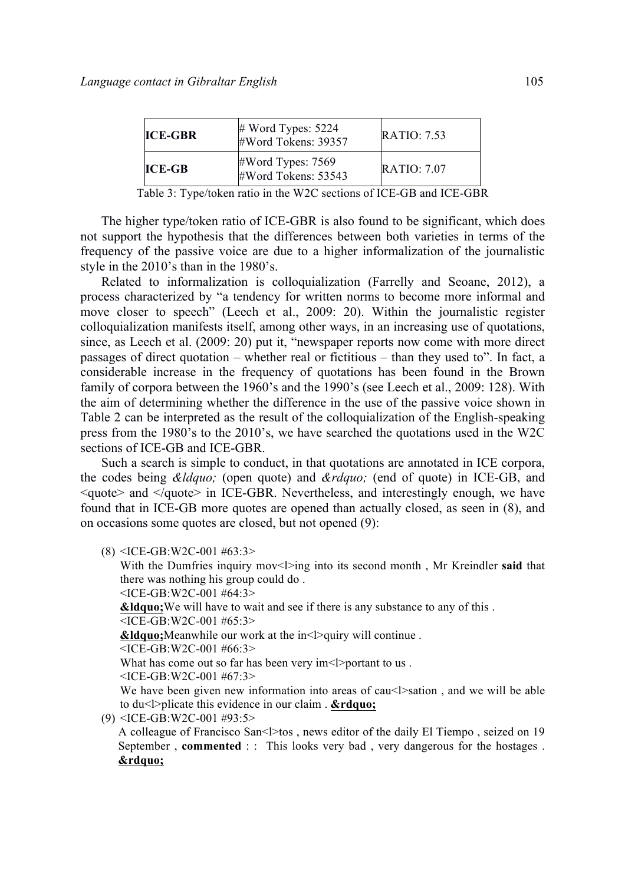| ICE-GBR | # Word Types: 5224 #Word Tokens: 39357 | RATIO: 7.53 |
|---|---|---|
| **ICE-GB** | #Word Types: 7569 #Word Tokens: 53543 | RATIO: 7.07 |

Table 3: Type/token ratio in the W2C sections of ICE-GB and ICE-GBR

The higher type/token ratio of ICE-GBR is also found to be significant, which does not support the hypothesis that the differences between both varieties in terms of the frequency of the passive voice are due to a higher informalization of the journalistic style in the 2010's than in the 1980's.

Related to informalization is colloquialization (Farrelly and Seoane, 2012), a process characterized by "a tendency for written norms to become more informal and move closer to speech" (Leech et al., 2009: 20). Within the journalistic register colloquialization manifests itself, among other ways, in an increasing use of quotations, since, as Leech et al. (2009: 20) put it, "newspaper reports now come with more direct passages of direct quotation – whether real or fictitious – than they used to". In fact, a considerable increase in the frequency of quotations has been found in the Brown family of corpora between the 1960's and the 1990's (see Leech et al., 2009: 128). With the aim of determining whether the difference in the use of the passive voice shown in Table 2 can be interpreted as the result of the colloquialization of the English-speaking press from the 1980's to the 2010's, we have searched the quotations used in the W2C sections of ICE-GB and ICE-GBR.

Such a search is simple to conduct, in that quotations are annotated in ICE corpora, the codes being *&ldquo;* (open quote) and *&rdquo;* (end of quote) in ICE-GB, and <quote> and </quote> in ICE-GBR. Nevertheless, and interestingly enough, we have found that in ICE-GB more quotes are opened than actually closed, as seen in (8), and on occasions some quotes are closed, but not opened (9):

(8) <ICE-GB:W2C-001 #63:3>
With the Dumfries inquiry mov<l>ing into its second month , Mr Kreindler **said** that there was nothing his group could do .
<ICE-GB:W2C-001 #64:3>
**&ldquo;**We will have to wait and see if there is any substance to any of this .
<ICE-GB:W2C-001 #65:3>
**&ldquo;**Meanwhile our work at the in<l>quiry will continue .
<ICE-GB:W2C-001 #66:3>
What has come out so far has been very im<l>portant to us .
<ICE-GB:W2C-001 #67:3>
We have been given new information into areas of cau<l>sation , and we will be able to du<l>plicate this evidence in our claim . **&rdquo;**

(9) <ICE-GB:W2C-001 #93:5>
A colleague of Francisco San<l>tos , news editor of the daily El Tiempo , seized on 19 September , **commented** : : This looks very bad , very dangerous for the hostages . **&rdquo;**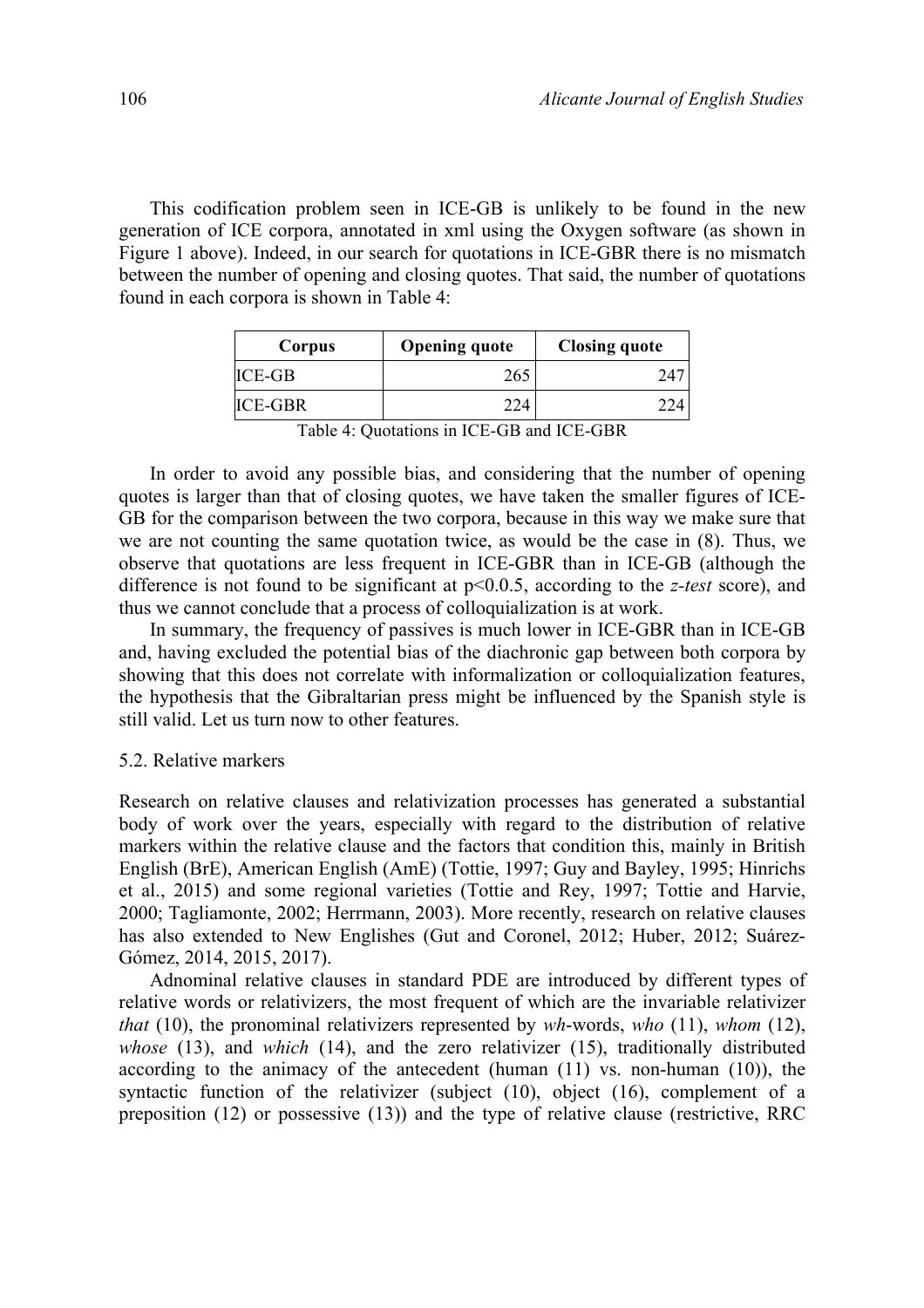This codification problem seen in ICE-GB is unlikely to be found in the new generation of ICE corpora, annotated in xml using the Oxygen software (as shown in Figure 1 above). Indeed, in our search for quotations in ICE-GBR there is no mismatch between the number of opening and closing quotes. That said, the number of quotations found in each corpora is shown in Table 4:

| Corpus | Opening quote | Closing quote |
|---|---|---|
| ICE-GB | 265 | 247 |
| ICE-GBR | 224 | 224 |

Table 4: Quotations in ICE-GB and ICE-GBR

In order to avoid any possible bias, and considering that the number of opening quotes is larger than that of closing quotes, we have taken the smaller figures of ICE-GB for the comparison between the two corpora, because in this way we make sure that we are not counting the same quotation twice, as would be the case in (8). Thus, we observe that quotations are less frequent in ICE-GBR than in ICE-GB (although the difference is not found to be significant at $p<0.0.5$, according to the *z-test* score), and thus we cannot conclude that a process of colloquialization is at work.

In summary, the frequency of passives is much lower in ICE-GBR than in ICE-GB and, having excluded the potential bias of the diachronic gap between both corpora by showing that this does not correlate with informalization or colloquialization features, the hypothesis that the Gibraltarian press might be influenced by the Spanish style is still valid. Let us turn now to other features.

### 5.2. Relative markers

Research on relative clauses and relativization processes has generated a substantial body of work over the years, especially with regard to the distribution of relative markers within the relative clause and the factors that condition this, mainly in British English (BrE), American English (AmE) (Tottie, 1997; Guy and Bayley, 1995; Hinrichs et al., 2015) and some regional varieties (Tottie and Rey, 1997; Tottie and Harvie, 2000; Tagliamonte, 2002; Herrmann, 2003). More recently, research on relative clauses has also extended to New Englishes (Gut and Coronel, 2012; Huber, 2012; Suárez-Gómez, 2014, 2015, 2017).

Adnominal relative clauses in standard PDE are introduced by different types of relative words or relativizers, the most frequent of which are the invariable relativizer *that* (10), the pronominal relativizers represented by *wh*-words, *who* (11), *whom* (12), *whose* (13), and *which* (14), and the zero relativizer (15), traditionally distributed according to the animacy of the antecedent (human (11) vs. non-human (10)), the syntactic function of the relativizer (subject (10), object (16), complement of a preposition (12) or possessive (13)) and the type of relative clause (restrictive, RRC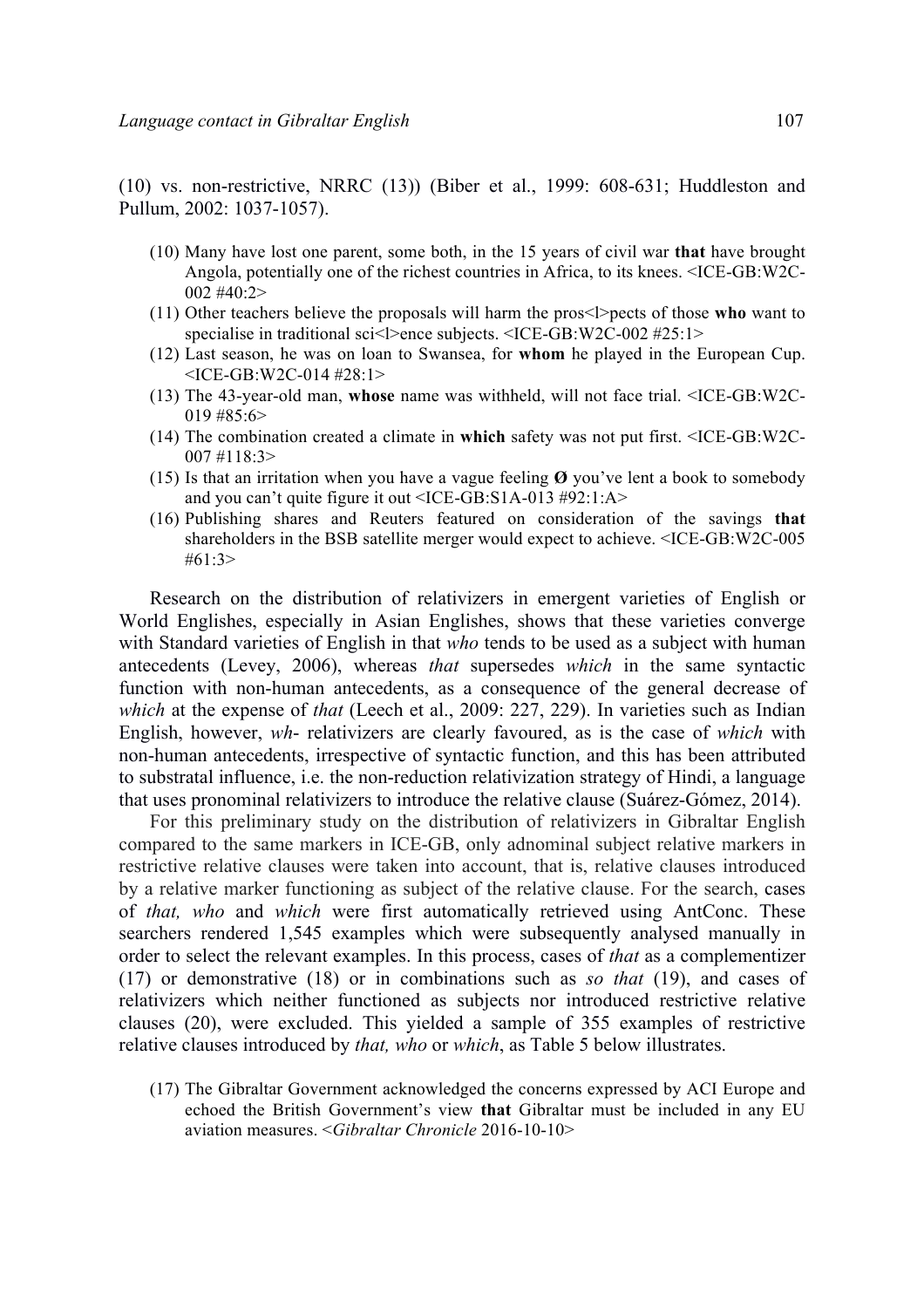(10) vs. non-restrictive, NRRC (13)) (Biber et al., 1999: 608-631; Huddleston and Pullum, 2002: 1037-1057).

(10) Many have lost one parent, some both, in the 15 years of civil war **that** have brought Angola, potentially one of the richest countries in Africa, to its knees. <ICE-GB:W2C-002 #40:2>

(11) Other teachers believe the proposals will harm the pros<l>pects of those **who** want to specialise in traditional sci<l>ence subjects. <ICE-GB:W2C-002 #25:1>

(12) Last season, he was on loan to Swansea, for **whom** he played in the European Cup. <ICE-GB:W2C-014 #28:1>

(13) The 43-year-old man, **whose** name was withheld, will not face trial. <ICE-GB:W2C-019 #85:6>

(14) The combination created a climate in **which** safety was not put first. <ICE-GB:W2C-007 #118:3>

(15) Is that an irritation when you have a vague feeling **Ø** you've lent a book to somebody and you can't quite figure it out <ICE-GB:S1A-013 #92:1:A>

(16) Publishing shares and Reuters featured on consideration of the savings **that** shareholders in the BSB satellite merger would expect to achieve. <ICE-GB:W2C-005 #61:3>

Research on the distribution of relativizers in emergent varieties of English or World Englishes, especially in Asian Englishes, shows that these varieties converge with Standard varieties of English in that *who* tends to be used as a subject with human antecedents (Levey, 2006), whereas *that* supersedes *which* in the same syntactic function with non-human antecedents, as a consequence of the general decrease of *which* at the expense of *that* (Leech et al., 2009: 227, 229). In varieties such as Indian English, however, *wh-* relativizers are clearly favoured, as is the case of *which* with non-human antecedents, irrespective of syntactic function, and this has been attributed to substratal influence, i.e. the non-reduction relativization strategy of Hindi, a language that uses pronominal relativizers to introduce the relative clause (Suárez-Gómez, 2014).

For this preliminary study on the distribution of relativizers in Gibraltar English compared to the same markers in ICE-GB, only adnominal subject relative markers in restrictive relative clauses were taken into account, that is, relative clauses introduced by a relative marker functioning as subject of the relative clause. For the search, cases of *that, who* and *which* were first automatically retrieved using AntConc. These searchers rendered 1,545 examples which were subsequently analysed manually in order to select the relevant examples. In this process, cases of *that* as a complementizer (17) or demonstrative (18) or in combinations such as *so that* (19), and cases of relativizers which neither functioned as subjects nor introduced restrictive relative clauses (20), were excluded. This yielded a sample of 355 examples of restrictive relative clauses introduced by *that, who* or *which*, as Table 5 below illustrates.

(17) The Gibraltar Government acknowledged the concerns expressed by ACI Europe and echoed the British Government's view **that** Gibraltar must be included in any EU aviation measures. <*Gibraltar Chronicle* 2016-10-10>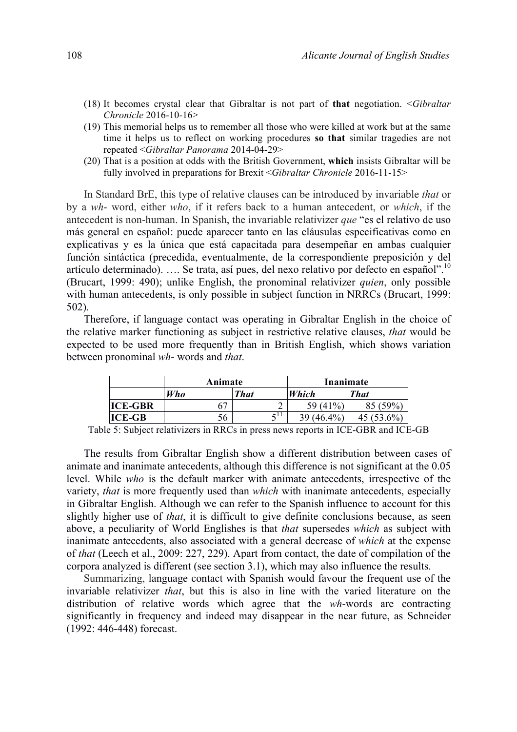(18) It becomes crystal clear that Gibraltar is not part of **that** negotiation. <*Gibraltar Chronicle* 2016-10-16>

(19) This memorial helps us to remember all those who were killed at work but at the same time it helps us to reflect on working procedures **so that** similar tragedies are not repeated <*Gibraltar Panorama* 2014-04-29>

(20) That is a position at odds with the British Government, **which** insists Gibraltar will be fully involved in preparations for Brexit <*Gibraltar Chronicle* 2016-11-15>

In Standard BrE, this type of relative clauses can be introduced by invariable *that* or by a *wh-* word, either *who*, if it refers back to a human antecedent, or *which*, if the antecedent is non-human. In Spanish, the invariable relativizer *que* "es el relativo de uso más general en español: puede aparecer tanto en las cláusulas especificativas como en explicativas y es la única que está capacitada para desempeñar en ambas cualquier función sintáctica (precedida, eventualmente, de la correspondiente preposición y del artículo determinado). …. Se trata, así pues, del nexo relativo por defecto en español".[10] (Brucart, 1999: 490); unlike English, the pronominal relativizer *quien*, only possible with human antecedents, is only possible in subject function in NRRCs (Brucart, 1999: 502).

Therefore, if language contact was operating in Gibraltar English in the choice of the relative marker functioning as subject in restrictive relative clauses, *that* would be expected to be used more frequently than in British English, which shows variation between pronominal *wh-* words and *that*.

| | **Animate** | | **Inanimate** | |
|---|---|---|---|---|
| | ***Who*** | ***That*** | ***Which*** | ***That*** |
| **ICE-GBR** | 67 | 2 | 59 (41%) | 85 (59%) |
| **ICE-GB** | 56 | 5[11] | 39 (46.4%) | 45 (53.6%) |

Table 5: Subject relativizers in RRCs in press news reports in ICE-GBR and ICE-GB

The results from Gibraltar English show a different distribution between cases of animate and inanimate antecedents, although this difference is not significant at the 0.05 level. While *who* is the default marker with animate antecedents, irrespective of the variety, *that* is more frequently used than *which* with inanimate antecedents, especially in Gibraltar English. Although we can refer to the Spanish influence to account for this slightly higher use of *that*, it is difficult to give definite conclusions because, as seen above, a peculiarity of World Englishes is that *that* supersedes *which* as subject with inanimate antecedents, also associated with a general decrease of *which* at the expense of *that* (Leech et al., 2009: 227, 229). Apart from contact, the date of compilation of the corpora analyzed is different (see section 3.1), which may also influence the results.

Summarizing, language contact with Spanish would favour the frequent use of the invariable relativizer *that*, but this is also in line with the varied literature on the distribution of relative words which agree that the *wh-*words are contracting significantly in frequency and indeed may disappear in the near future, as Schneider (1992: 446-448) forecast.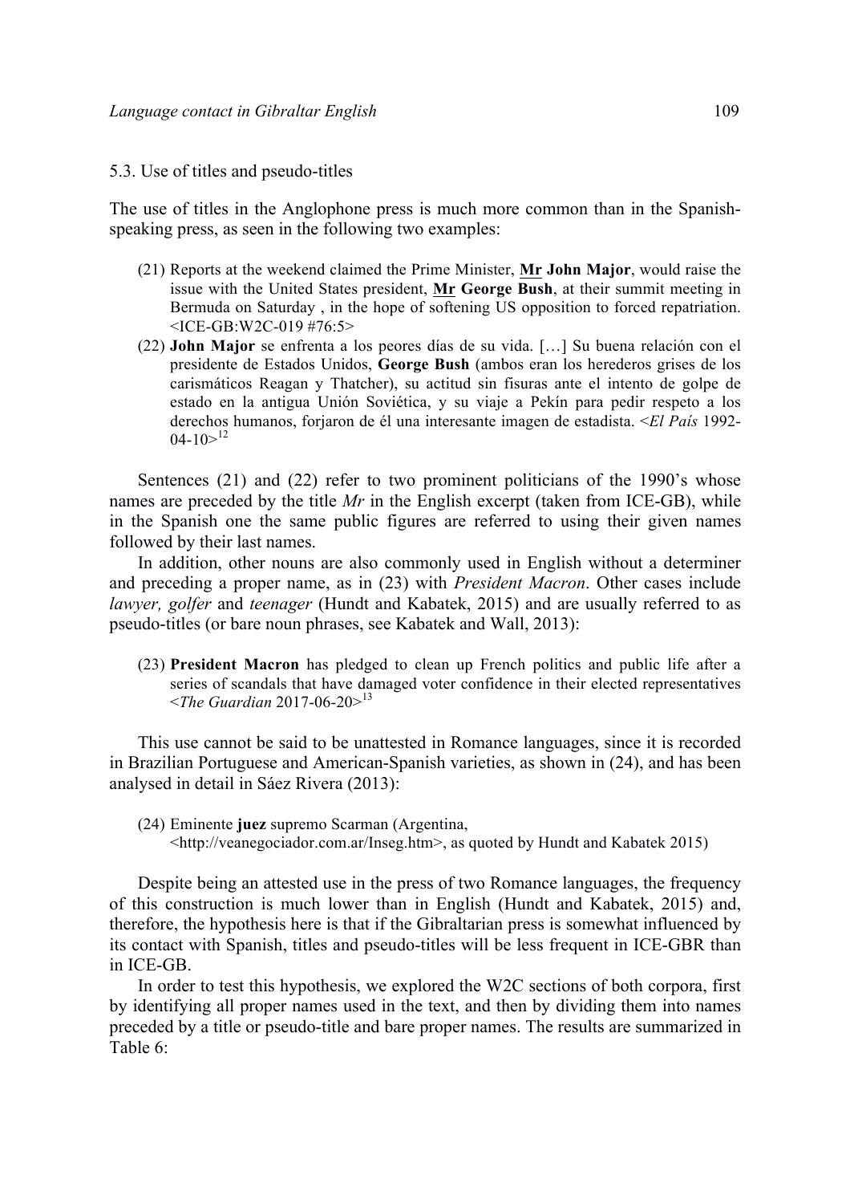### 5.3. Use of titles and pseudo-titles

The use of titles in the Anglophone press is much more common than in the Spanish-speaking press, as seen in the following two examples:

(21) Reports at the weekend claimed the Prime Minister, **<u>Mr</u> John Major**, would raise the issue with the United States president, **<u>Mr</u> George Bush**, at their summit meeting in Bermuda on Saturday , in the hope of softening US opposition to forced repatriation. <ICE-GB:W2C-019 #76:5>

(22) **John Major** se enfrenta a los peores días de su vida. […] Su buena relación con el presidente de Estados Unidos, **George Bush** (ambos eran los herederos grises de los carismáticos Reagan y Thatcher), su actitud sin fisuras ante el intento de golpe de estado en la antigua Unión Soviética, y su viaje a Pekín para pedir respeto a los derechos humanos, forjaron de él una interesante imagen de estadista. <*El País* 1992-04-10>[12]

Sentences (21) and (22) refer to two prominent politicians of the 1990's whose names are preceded by the title *Mr* in the English excerpt (taken from ICE-GB), while in the Spanish one the same public figures are referred to using their given names followed by their last names.

In addition, other nouns are also commonly used in English without a determiner and preceding a proper name, as in (23) with *President Macron*. Other cases include *lawyer, golfer* and *teenager* (Hundt and Kabatek, 2015) and are usually referred to as pseudo-titles (or bare noun phrases, see Kabatek and Wall, 2013):

(23) **President Macron** has pledged to clean up French politics and public life after a series of scandals that have damaged voter confidence in their elected representatives <*The Guardian* 2017-06-20>[13]

This use cannot be said to be unattested in Romance languages, since it is recorded in Brazilian Portuguese and American-Spanish varieties, as shown in (24), and has been analysed in detail in Sáez Rivera (2013):

(24) Eminente **juez** supremo Scarman (Argentina, <http://veanegociador.com.ar/Inseg.htm>, as quoted by Hundt and Kabatek 2015)

Despite being an attested use in the press of two Romance languages, the frequency of this construction is much lower than in English (Hundt and Kabatek, 2015) and, therefore, the hypothesis here is that if the Gibraltarian press is somewhat influenced by its contact with Spanish, titles and pseudo-titles will be less frequent in ICE-GBR than in ICE-GB.

In order to test this hypothesis, we explored the W2C sections of both corpora, first by identifying all proper names used in the text, and then by dividing them into names preceded by a title or pseudo-title and bare proper names. The results are summarized in Table 6: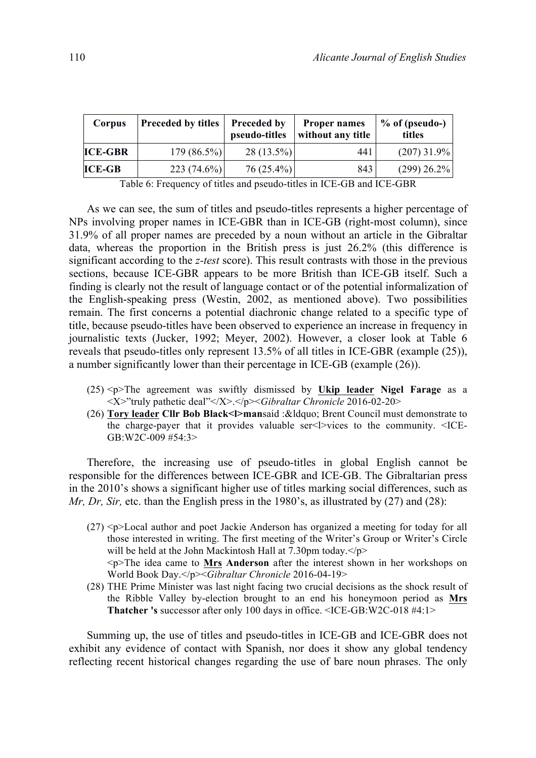| Corpus | Preceded by titles | Preceded by pseudo-titles | Proper names without any title | % of (pseudo-) titles |
|---|---|---|---|---|
| **ICE-GBR** | 179 (86.5%) | 28 (13.5%) | 441 | (207) 31.9% |
| **ICE-GB** | 223 (74.6%) | 76 (25.4%) | 843 | (299) 26.2% |

Table 6: Frequency of titles and pseudo-titles in ICE-GB and ICE-GBR

As we can see, the sum of titles and pseudo-titles represents a higher percentage of NPs involving proper names in ICE-GBR than in ICE-GB (right-most column), since 31.9% of all proper names are preceded by a noun without an article in the Gibraltar data, whereas the proportion in the British press is just 26.2% (this difference is significant according to the *z-test* score). This result contrasts with those in the previous sections, because ICE-GBR appears to be more British than ICE-GB itself. Such a finding is clearly not the result of language contact or of the potential informalization of the English-speaking press (Westin, 2002, as mentioned above). Two possibilities remain. The first concerns a potential diachronic change related to a specific type of title, because pseudo-titles have been observed to experience an increase in frequency in journalistic texts (Jucker, 1992; Meyer, 2002). However, a closer look at Table 6 reveals that pseudo-titles only represent 13.5% of all titles in ICE-GBR (example (25)), a number significantly lower than their percentage in ICE-GB (example (26)).

(25) <p>The agreement was swiftly dismissed by **Ukip leader** **Nigel Farage** as a <X>"truly pathetic deal"</X>.</p><*Gibraltar Chronicle* 2016-02-20>

(26) **Tory leader** **Cllr Bob Black<l>man**said :&ldquo; Brent Council must demonstrate to the charge-payer that it provides valuable ser<l>vices to the community. <ICE-GB:W2C-009 #54:3>

Therefore, the increasing use of pseudo-titles in global English cannot be responsible for the differences between ICE-GBR and ICE-GB. The Gibraltarian press in the 2010's shows a significant higher use of titles marking social differences, such as *Mr, Dr, Sir,* etc. than the English press in the 1980's, as illustrated by (27) and (28):

(27) <p>Local author and poet Jackie Anderson has organized a meeting for today for all those interested in writing. The first meeting of the Writer's Group or Writer's Circle will be held at the John Mackintosh Hall at 7.30pm today.</p>
<p>The idea came to **Mrs** **Anderson** after the interest shown in her workshops on World Book Day.</p><*Gibraltar Chronicle* 2016-04-19>

(28) THE Prime Minister was last night facing two crucial decisions as the shock result of the Ribble Valley by-election brought to an end his honeymoon period as **Mrs** **Thatcher 's** successor after only 100 days in office. <ICE-GB:W2C-018 #4:1>

Summing up, the use of titles and pseudo-titles in ICE-GB and ICE-GBR does not exhibit any evidence of contact with Spanish, nor does it show any global tendency reflecting recent historical changes regarding the use of bare noun phrases. The only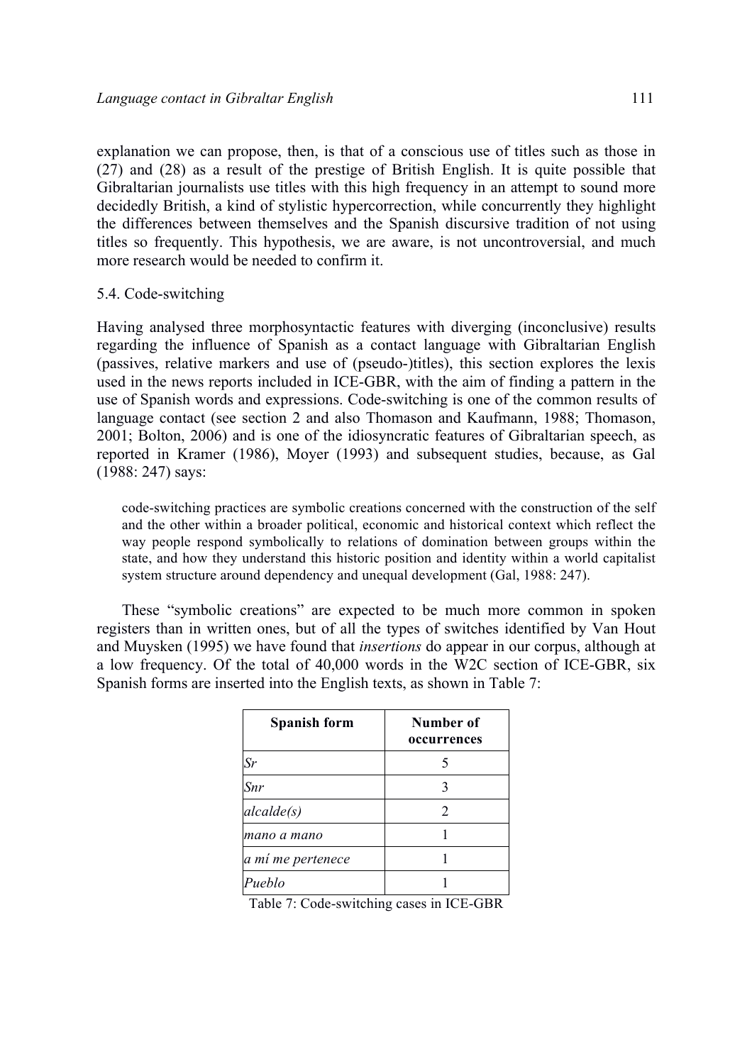explanation we can propose, then, is that of a conscious use of titles such as those in (27) and (28) as a result of the prestige of British English. It is quite possible that Gibraltarian journalists use titles with this high frequency in an attempt to sound more decidedly British, a kind of stylistic hypercorrection, while concurrently they highlight the differences between themselves and the Spanish discursive tradition of not using titles so frequently. This hypothesis, we are aware, is not uncontroversial, and much more research would be needed to confirm it.

## 5.4. Code-switching

Having analysed three morphosyntactic features with diverging (inconclusive) results regarding the influence of Spanish as a contact language with Gibraltarian English (passives, relative markers and use of (pseudo-)titles), this section explores the lexis used in the news reports included in ICE-GBR, with the aim of finding a pattern in the use of Spanish words and expressions. Code-switching is one of the common results of language contact (see section 2 and also Thomason and Kaufmann, 1988; Thomason, 2001; Bolton, 2006) and is one of the idiosyncratic features of Gibraltarian speech, as reported in Kramer (1986), Moyer (1993) and subsequent studies, because, as Gal (1988: 247) says:

> code-switching practices are symbolic creations concerned with the construction of the self and the other within a broader political, economic and historical context which reflect the way people respond symbolically to relations of domination between groups within the state, and how they understand this historic position and identity within a world capitalist system structure around dependency and unequal development (Gal, 1988: 247).

These "symbolic creations" are expected to be much more common in spoken registers than in written ones, but of all the types of switches identified by Van Hout and Muysken (1995) we have found that *insertions* do appear in our corpus, although at a low frequency. Of the total of 40,000 words in the W2C section of ICE-GBR, six Spanish forms are inserted into the English texts, as shown in Table 7:

| Spanish form | Number of occurrences |
|---|---|
| *Sr* | 5 |
| *Snr* | 3 |
| *alcalde(s)* | 2 |
| *mano a mano* | 1 |
| *a mí me pertenece* | 1 |
| *Pueblo* | 1 |

Table 7: Code-switching cases in ICE-GBR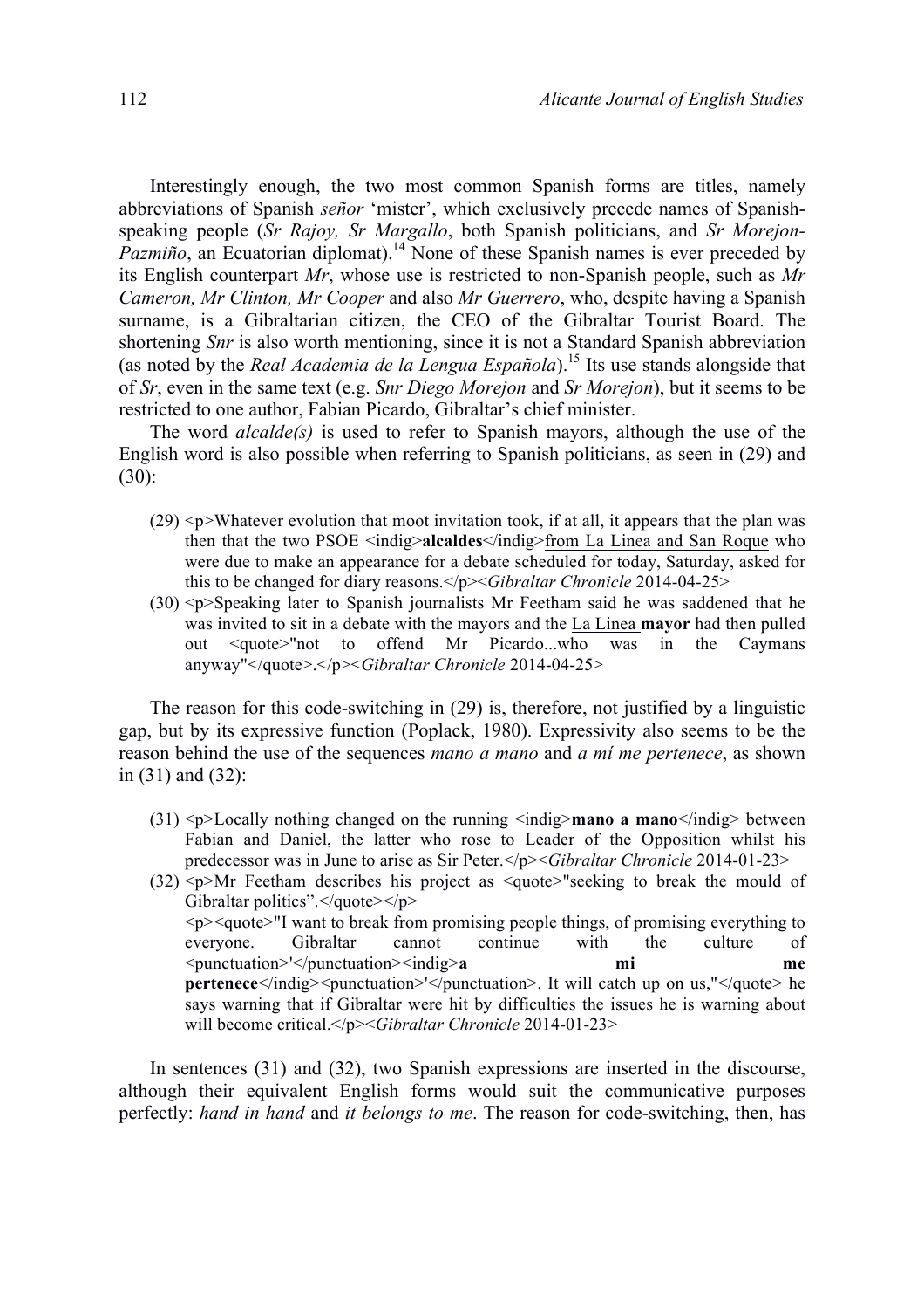Interestingly enough, the two most common Spanish forms are titles, namely abbreviations of Spanish *señor* 'mister', which exclusively precede names of Spanish-speaking people (*Sr Rajoy, Sr Margallo*, both Spanish politicians, and *Sr Morejon-Pazmiño*, an Ecuatorian diplomat).[14] None of these Spanish names is ever preceded by its English counterpart *Mr*, whose use is restricted to non-Spanish people, such as *Mr Cameron, Mr Clinton, Mr Cooper* and also *Mr Guerrero*, who, despite having a Spanish surname, is a Gibraltarian citizen, the CEO of the Gibraltar Tourist Board. The shortening *Snr* is also worth mentioning, since it is not a Standard Spanish abbreviation (as noted by the *Real Academia de la Lengua Española*).[15] Its use stands alongside that of *Sr*, even in the same text (e.g. *Snr Diego Morejon* and *Sr Morejon*), but it seems to be restricted to one author, Fabian Picardo, Gibraltar's chief minister.

The word *alcalde(s)* is used to refer to Spanish mayors, although the use of the English word is also possible when referring to Spanish politicians, as seen in (29) and (30):

(29) <p>Whatever evolution that moot invitation took, if at all, it appears that the plan was then that the two PSOE <indig>**alcaldes**</indig>from La Linea and San Roque who were due to make an appearance for a debate scheduled for today, Saturday, asked for this to be changed for diary reasons.</p><*Gibraltar Chronicle* 2014-04-25>

(30) <p>Speaking later to Spanish journalists Mr Feetham said he was saddened that he was invited to sit in a debate with the mayors and the La Linea **mayor** had then pulled out <quote>"not to offend Mr Picardo...who was in the Caymans anyway"</quote>.</p><*Gibraltar Chronicle* 2014-04-25>

The reason for this code-switching in (29) is, therefore, not justified by a linguistic gap, but by its expressive function (Poplack, 1980). Expressivity also seems to be the reason behind the use of the sequences *mano a mano* and *a mí me pertenece*, as shown in (31) and (32):

(31) <p>Locally nothing changed on the running <indig>**mano a mano**</indig> between Fabian and Daniel, the latter who rose to Leader of the Opposition whilst his predecessor was in June to arise as Sir Peter.</p><*Gibraltar Chronicle* 2014-01-23>

(32) <p>Mr Feetham describes his project as <quote>"seeking to break the mould of Gibraltar politics".</quote></p>
<p><quote>"I want to break from promising people things, of promising everything to everyone. Gibraltar cannot continue with the culture of <punctuation>'</punctuation><indig>**a mi me pertenece**</indig><punctuation>'</punctuation>. It will catch up on us,"</quote> he says warning that if Gibraltar were hit by difficulties the issues he is warning about will become critical.</p><*Gibraltar Chronicle* 2014-01-23>

In sentences (31) and (32), two Spanish expressions are inserted in the discourse, although their equivalent English forms would suit the communicative purposes perfectly: *hand in hand* and *it belongs to me*. The reason for code-switching, then, has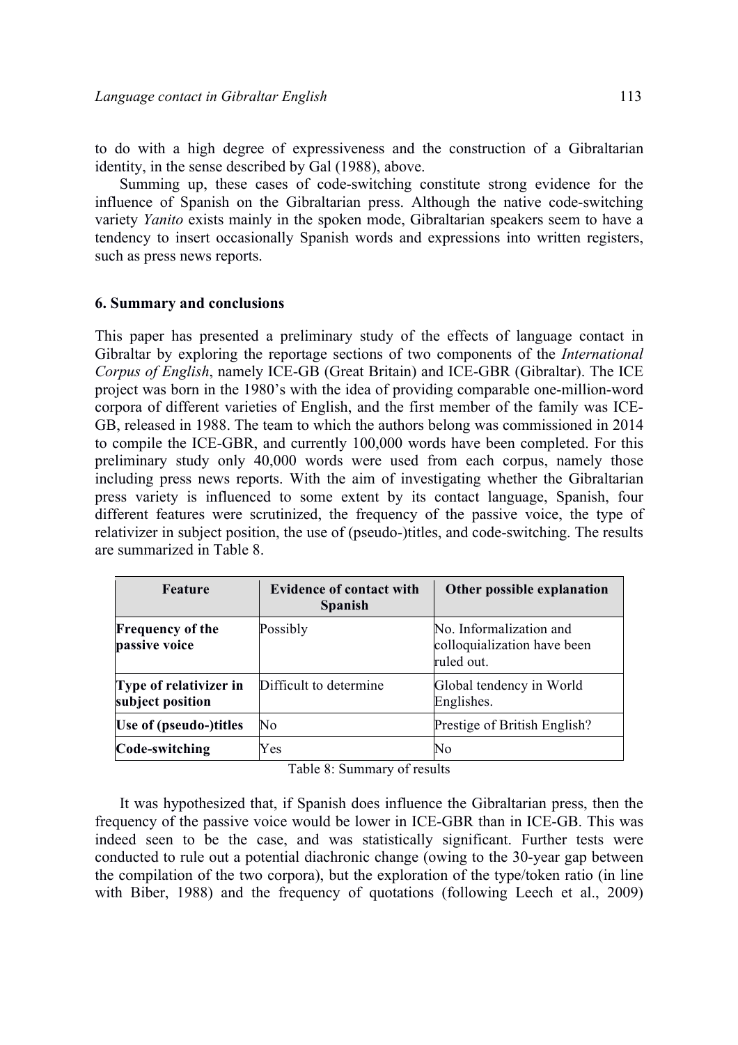to do with a high degree of expressiveness and the construction of a Gibraltarian identity, in the sense described by Gal (1988), above.

Summing up, these cases of code-switching constitute strong evidence for the influence of Spanish on the Gibraltarian press. Although the native code-switching variety *Yanito* exists mainly in the spoken mode, Gibraltarian speakers seem to have a tendency to insert occasionally Spanish words and expressions into written registers, such as press news reports.

## 6. Summary and conclusions

This paper has presented a preliminary study of the effects of language contact in Gibraltar by exploring the reportage sections of two components of the *International Corpus of English*, namely ICE-GB (Great Britain) and ICE-GBR (Gibraltar). The ICE project was born in the 1980's with the idea of providing comparable one-million-word corpora of different varieties of English, and the first member of the family was ICE-GB, released in 1988. The team to which the authors belong was commissioned in 2014 to compile the ICE-GBR, and currently 100,000 words have been completed. For this preliminary study only 40,000 words were used from each corpus, namely those including press news reports. With the aim of investigating whether the Gibraltarian press variety is influenced to some extent by its contact language, Spanish, four different features were scrutinized, the frequency of the passive voice, the type of relativizer in subject position, the use of (pseudo-)titles, and code-switching. The results are summarized in Table 8.

| Feature | Evidence of contact with Spanish | Other possible explanation |
| --- | --- | --- |
| **Frequency of the passive voice** | Possibly | No. Informalization and colloquialization have been ruled out. |
| **Type of relativizer in subject position** | Difficult to determine | Global tendency in World Englishes. |
| **Use of (pseudo-)titles** | No | Prestige of British English? |
| **Code-switching** | Yes | No |

Table 8: Summary of results

It was hypothesized that, if Spanish does influence the Gibraltarian press, then the frequency of the passive voice would be lower in ICE-GBR than in ICE-GB. This was indeed seen to be the case, and was statistically significant. Further tests were conducted to rule out a potential diachronic change (owing to the 30-year gap between the compilation of the two corpora), but the exploration of the type/token ratio (in line with Biber, 1988) and the frequency of quotations (following Leech et al., 2009)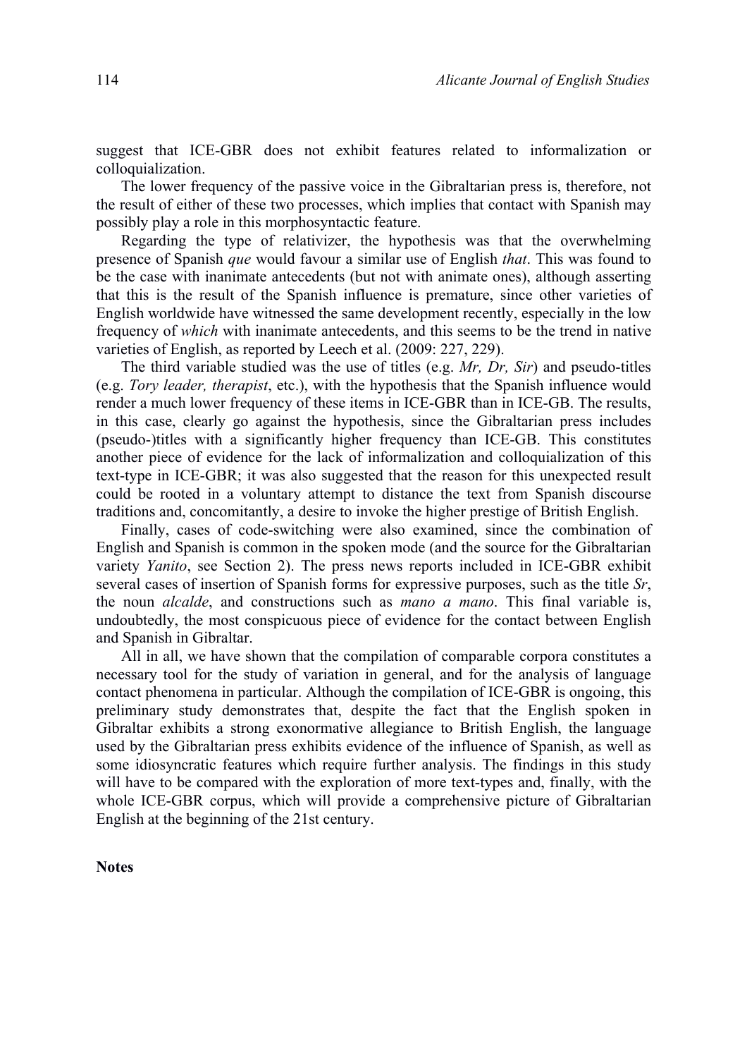suggest that ICE-GBR does not exhibit features related to informalization or colloquialization.

The lower frequency of the passive voice in the Gibraltarian press is, therefore, not the result of either of these two processes, which implies that contact with Spanish may possibly play a role in this morphosyntactic feature.

Regarding the type of relativizer, the hypothesis was that the overwhelming presence of Spanish *que* would favour a similar use of English *that*. This was found to be the case with inanimate antecedents (but not with animate ones), although asserting that this is the result of the Spanish influence is premature, since other varieties of English worldwide have witnessed the same development recently, especially in the low frequency of *which* with inanimate antecedents, and this seems to be the trend in native varieties of English, as reported by Leech et al. (2009: 227, 229).

The third variable studied was the use of titles (e.g. *Mr, Dr, Sir*) and pseudo-titles (e.g. *Tory leader, therapist*, etc.), with the hypothesis that the Spanish influence would render a much lower frequency of these items in ICE-GBR than in ICE-GB. The results, in this case, clearly go against the hypothesis, since the Gibraltarian press includes (pseudo-)titles with a significantly higher frequency than ICE-GB. This constitutes another piece of evidence for the lack of informalization and colloquialization of this text-type in ICE-GBR; it was also suggested that the reason for this unexpected result could be rooted in a voluntary attempt to distance the text from Spanish discourse traditions and, concomitantly, a desire to invoke the higher prestige of British English.

Finally, cases of code-switching were also examined, since the combination of English and Spanish is common in the spoken mode (and the source for the Gibraltarian variety *Yanito*, see Section 2). The press news reports included in ICE-GBR exhibit several cases of insertion of Spanish forms for expressive purposes, such as the title *Sr*, the noun *alcalde*, and constructions such as *mano a mano*. This final variable is, undoubtedly, the most conspicuous piece of evidence for the contact between English and Spanish in Gibraltar.

All in all, we have shown that the compilation of comparable corpora constitutes a necessary tool for the study of variation in general, and for the analysis of language contact phenomena in particular. Although the compilation of ICE-GBR is ongoing, this preliminary study demonstrates that, despite the fact that the English spoken in Gibraltar exhibits a strong exonormative allegiance to British English, the language used by the Gibraltarian press exhibits evidence of the influence of Spanish, as well as some idiosyncratic features which require further analysis. The findings in this study will have to be compared with the exploration of more text-types and, finally, with the whole ICE-GBR corpus, which will provide a comprehensive picture of Gibraltarian English at the beginning of the 21st century.

**Notes**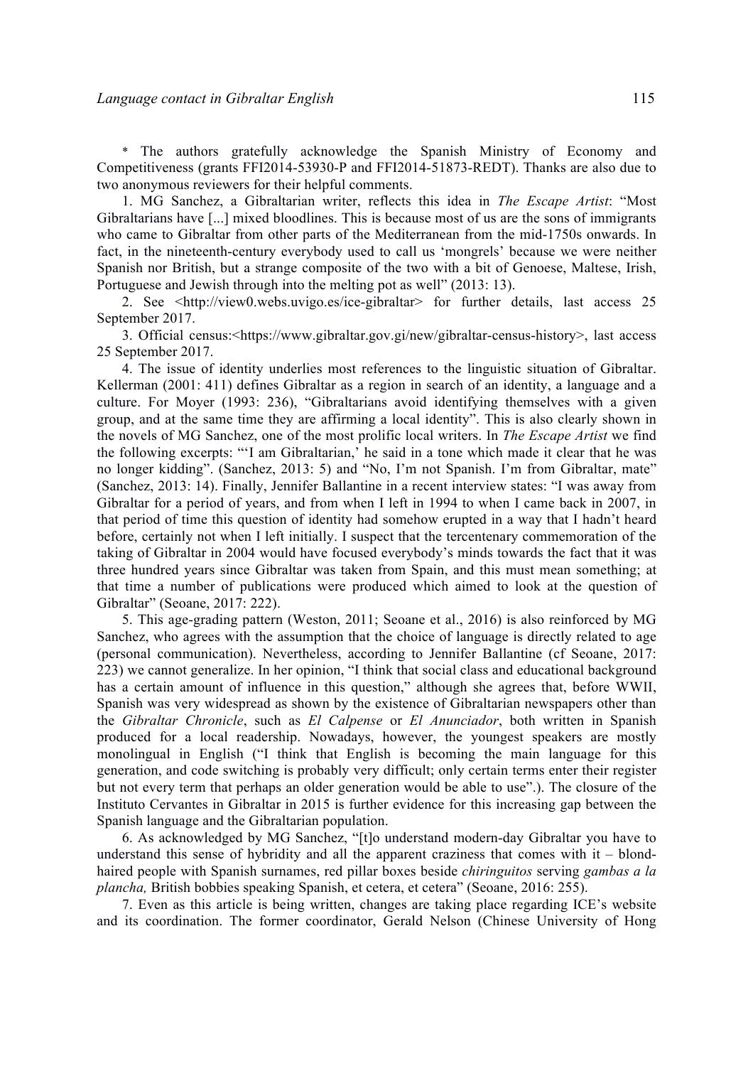* The authors gratefully acknowledge the Spanish Ministry of Economy and Competitiveness (grants FFI2014-53930-P and FFI2014-51873-REDT). Thanks are also due to two anonymous reviewers for their helpful comments.

1. MG Sanchez, a Gibraltarian writer, reflects this idea in *The Escape Artist*: "Most Gibraltarians have [...] mixed bloodlines. This is because most of us are the sons of immigrants who came to Gibraltar from other parts of the Mediterranean from the mid-1750s onwards. In fact, in the nineteenth-century everybody used to call us 'mongrels' because we were neither Spanish nor British, but a strange composite of the two with a bit of Genoese, Maltese, Irish, Portuguese and Jewish through into the melting pot as well" (2013: 13).

2. See <http://view0.webs.uvigo.es/ice-gibraltar> for further details, last access 25 September 2017.

3. Official census:<https://www.gibraltar.gov.gi/new/gibraltar-census-history>, last access 25 September 2017.

4. The issue of identity underlies most references to the linguistic situation of Gibraltar. Kellerman (2001: 411) defines Gibraltar as a region in search of an identity, a language and a culture. For Moyer (1993: 236), "Gibraltarians avoid identifying themselves with a given group, and at the same time they are affirming a local identity". This is also clearly shown in the novels of MG Sanchez, one of the most prolific local writers. In *The Escape Artist* we find the following excerpts: "'I am Gibraltarian,' he said in a tone which made it clear that he was no longer kidding". (Sanchez, 2013: 5) and "No, I'm not Spanish. I'm from Gibraltar, mate" (Sanchez, 2013: 14). Finally, Jennifer Ballantine in a recent interview states: "I was away from Gibraltar for a period of years, and from when I left in 1994 to when I came back in 2007, in that period of time this question of identity had somehow erupted in a way that I hadn't heard before, certainly not when I left initially. I suspect that the tercentenary commemoration of the taking of Gibraltar in 2004 would have focused everybody's minds towards the fact that it was three hundred years since Gibraltar was taken from Spain, and this must mean something; at that time a number of publications were produced which aimed to look at the question of Gibraltar" (Seoane, 2017: 222).

5. This age-grading pattern (Weston, 2011; Seoane et al., 2016) is also reinforced by MG Sanchez, who agrees with the assumption that the choice of language is directly related to age (personal communication). Nevertheless, according to Jennifer Ballantine (cf Seoane, 2017: 223) we cannot generalize. In her opinion, "I think that social class and educational background has a certain amount of influence in this question," although she agrees that, before WWII, Spanish was very widespread as shown by the existence of Gibraltarian newspapers other than the *Gibraltar Chronicle*, such as *El Calpense* or *El Anunciador*, both written in Spanish produced for a local readership. Nowadays, however, the youngest speakers are mostly monolingual in English ("I think that English is becoming the main language for this generation, and code switching is probably very difficult; only certain terms enter their register but not every term that perhaps an older generation would be able to use".). The closure of the Instituto Cervantes in Gibraltar in 2015 is further evidence for this increasing gap between the Spanish language and the Gibraltarian population.

6. As acknowledged by MG Sanchez, "[t]o understand modern-day Gibraltar you have to understand this sense of hybridity and all the apparent craziness that comes with it – blond-haired people with Spanish surnames, red pillar boxes beside *chiringuitos* serving *gambas a la plancha,* British bobbies speaking Spanish, et cetera, et cetera" (Seoane, 2016: 255).

7. Even as this article is being written, changes are taking place regarding ICE's website and its coordination. The former coordinator, Gerald Nelson (Chinese University of Hong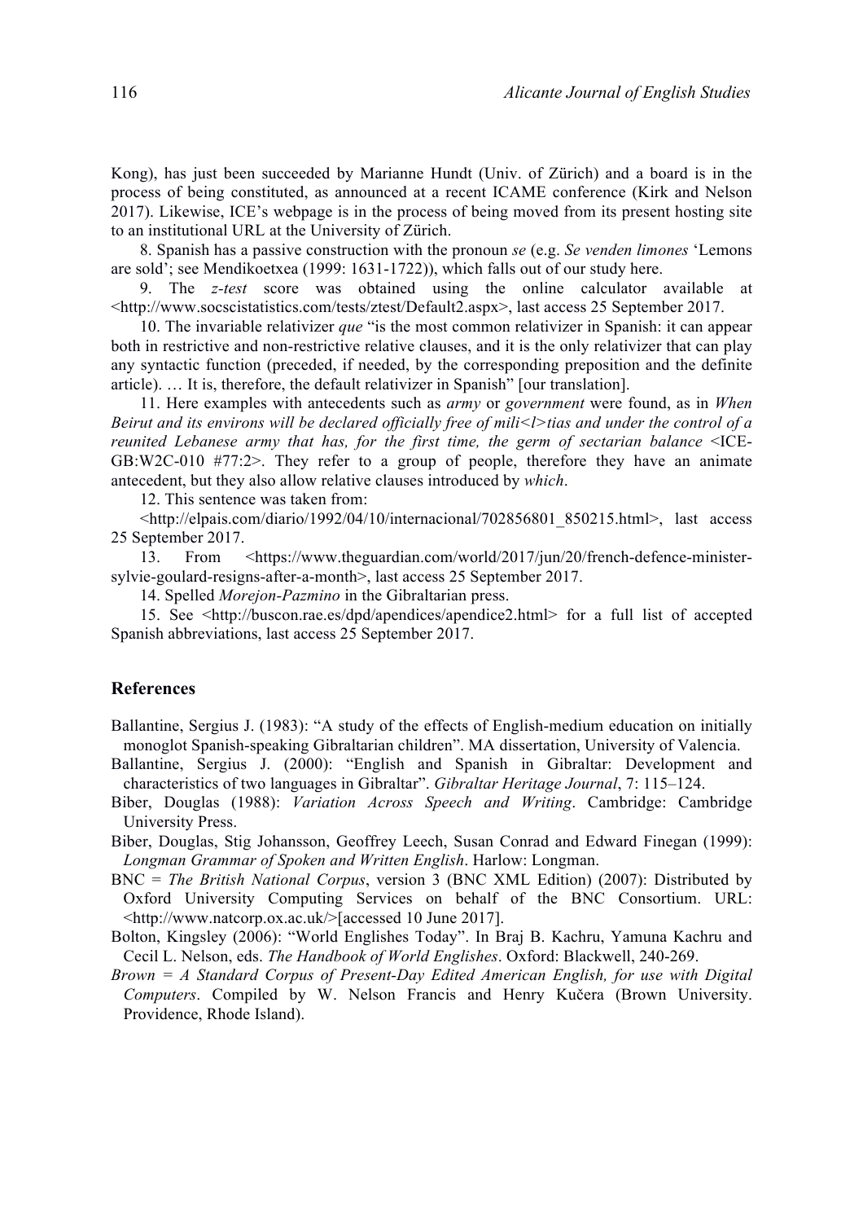Kong), has just been succeeded by Marianne Hundt (Univ. of Zürich) and a board is in the process of being constituted, as announced at a recent ICAME conference (Kirk and Nelson 2017). Likewise, ICE's webpage is in the process of being moved from its present hosting site to an institutional URL at the University of Zürich.

8. Spanish has a passive construction with the pronoun *se* (e.g. *Se venden limones* 'Lemons are sold'; see Mendikoetxea (1999: 1631-1722)), which falls out of our study here.

9. The *z-test* score was obtained using the online calculator available at <http://www.socscistatistics.com/tests/ztest/Default2.aspx>, last access 25 September 2017.

10. The invariable relativizer *que* "is the most common relativizer in Spanish: it can appear both in restrictive and non-restrictive relative clauses, and it is the only relativizer that can play any syntactic function (preceded, if needed, by the corresponding preposition and the definite article). … It is, therefore, the default relativizer in Spanish" [our translation].

11. Here examples with antecedents such as *army* or *government* were found, as in *When Beirut and its environs will be declared officially free of mili<l>tias and under the control of a reunited Lebanese army that has, for the first time, the germ of sectarian balance* <ICE-GB:W2C-010 #77:2>. They refer to a group of people, therefore they have an animate antecedent, but they also allow relative clauses introduced by *which*.

12. This sentence was taken from:

<http://elpais.com/diario/1992/04/10/internacional/702856801_850215.html>, last access 25 September 2017.

13. From <https://www.theguardian.com/world/2017/jun/20/french-defence-minister-sylvie-goulard-resigns-after-a-month>, last access 25 September 2017.

14. Spelled *Morejon-Pazmino* in the Gibraltarian press.

15. See <http://buscon.rae.es/dpd/apendices/apendice2.html> for a full list of accepted Spanish abbreviations, last access 25 September 2017.

## References

Ballantine, Sergius J. (1983): "A study of the effects of English-medium education on initially monoglot Spanish-speaking Gibraltarian children". MA dissertation, University of Valencia.

Ballantine, Sergius J. (2000): "English and Spanish in Gibraltar: Development and characteristics of two languages in Gibraltar". *Gibraltar Heritage Journal*, 7: 115–124.

Biber, Douglas (1988): *Variation Across Speech and Writing*. Cambridge: Cambridge University Press.

Biber, Douglas, Stig Johansson, Geoffrey Leech, Susan Conrad and Edward Finegan (1999): *Longman Grammar of Spoken and Written English*. Harlow: Longman.

BNC = *The British National Corpus*, version 3 (BNC XML Edition) (2007): Distributed by Oxford University Computing Services on behalf of the BNC Consortium. URL: <http://www.natcorp.ox.ac.uk/>[accessed 10 June 2017].

Bolton, Kingsley (2006): "World Englishes Today". In Braj B. Kachru, Yamuna Kachru and Cecil L. Nelson, eds. *The Handbook of World Englishes*. Oxford: Blackwell, 240-269.

*Brown = A Standard Corpus of Present-Day Edited American English, for use with Digital Computers*. Compiled by W. Nelson Francis and Henry Kučera (Brown University. Providence, Rhode Island).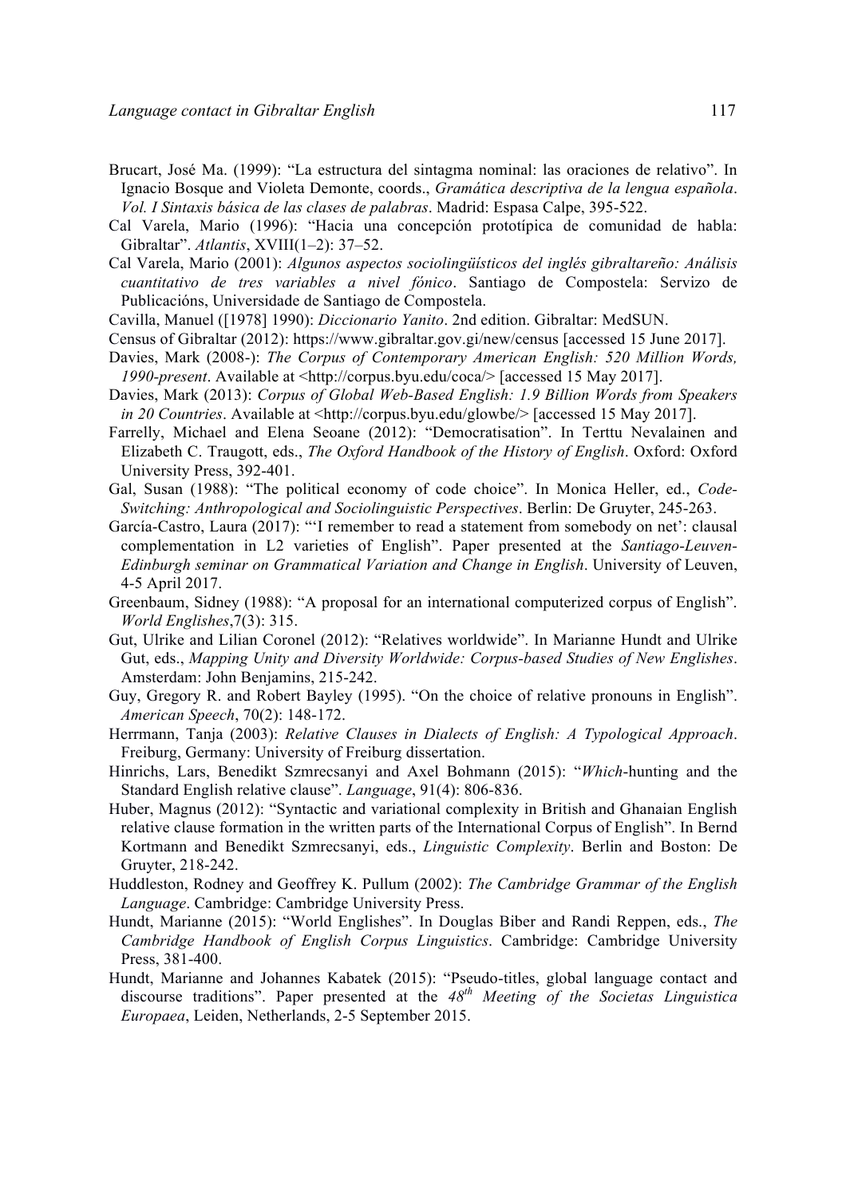Brucart, José Ma. (1999): "La estructura del sintagma nominal: las oraciones de relativo". In Ignacio Bosque and Violeta Demonte, coords., *Gramática descriptiva de la lengua española. Vol. I Sintaxis básica de las clases de palabras*. Madrid: Espasa Calpe, 395-522.

Cal Varela, Mario (1996): "Hacia una concepción prototípica de comunidad de habla: Gibraltar". *Atlantis*, XVIII(1–2): 37–52.

Cal Varela, Mario (2001): *Algunos aspectos sociolingüísticos del inglés gibraltareño: Análisis cuantitativo de tres variables a nivel fónico*. Santiago de Compostela: Servizo de Publicacións, Universidade de Santiago de Compostela.

Cavilla, Manuel ([1978] 1990): *Diccionario Yanito*. 2nd edition. Gibraltar: MedSUN.

Census of Gibraltar (2012): https://www.gibraltar.gov.gi/new/census [accessed 15 June 2017].

Davies, Mark (2008-): *The Corpus of Contemporary American English: 520 Million Words, 1990-present*. Available at <http://corpus.byu.edu/coca/> [accessed 15 May 2017].

Davies, Mark (2013): *Corpus of Global Web-Based English: 1.9 Billion Words from Speakers in 20 Countries*. Available at <http://corpus.byu.edu/glowbe/> [accessed 15 May 2017].

Farrelly, Michael and Elena Seoane (2012): "Democratisation". In Terttu Nevalainen and Elizabeth C. Traugott, eds., *The Oxford Handbook of the History of English*. Oxford: Oxford University Press, 392-401.

Gal, Susan (1988): "The political economy of code choice". In Monica Heller, ed., *Code-Switching: Anthropological and Sociolinguistic Perspectives*. Berlin: De Gruyter, 245-263.

García-Castro, Laura (2017): "'I remember to read a statement from somebody on net': clausal complementation in L2 varieties of English". Paper presented at the *Santiago-Leuven-Edinburgh seminar on Grammatical Variation and Change in English*. University of Leuven, 4-5 April 2017.

Greenbaum, Sidney (1988): "A proposal for an international computerized corpus of English". *World Englishes*,7(3): 315.

Gut, Ulrike and Lilian Coronel (2012): "Relatives worldwide". In Marianne Hundt and Ulrike Gut, eds., *Mapping Unity and Diversity Worldwide: Corpus-based Studies of New Englishes*. Amsterdam: John Benjamins, 215-242.

Guy, Gregory R. and Robert Bayley (1995). "On the choice of relative pronouns in English". *American Speech*, 70(2): 148-172.

Herrmann, Tanja (2003): *Relative Clauses in Dialects of English: A Typological Approach*. Freiburg, Germany: University of Freiburg dissertation.

Hinrichs, Lars, Benedikt Szmrecsanyi and Axel Bohmann (2015): "*Which*-hunting and the Standard English relative clause". *Language*, 91(4): 806-836.

Huber, Magnus (2012): "Syntactic and variational complexity in British and Ghanaian English relative clause formation in the written parts of the International Corpus of English". In Bernd Kortmann and Benedikt Szmrecsanyi, eds., *Linguistic Complexity*. Berlin and Boston: De Gruyter, 218-242.

Huddleston, Rodney and Geoffrey K. Pullum (2002): *The Cambridge Grammar of the English Language*. Cambridge: Cambridge University Press.

Hundt, Marianne (2015): "World Englishes". In Douglas Biber and Randi Reppen, eds., *The Cambridge Handbook of English Corpus Linguistics*. Cambridge: Cambridge University Press, 381-400.

Hundt, Marianne and Johannes Kabatek (2015): "Pseudo-titles, global language contact and discourse traditions". Paper presented at the *48th Meeting of the Societas Linguistica Europaea*, Leiden, Netherlands, 2-5 September 2015.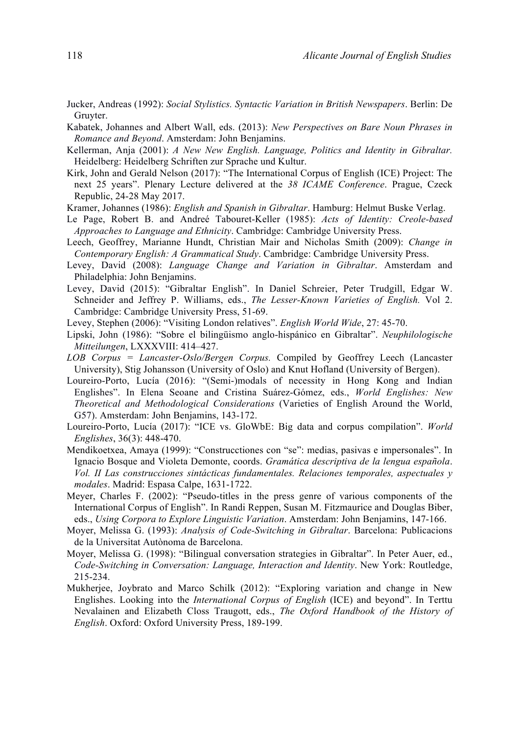Jucker, Andreas (1992): *Social Stylistics. Syntactic Variation in British Newspapers*. Berlin: De Gruyter.

Kabatek, Johannes and Albert Wall, eds. (2013): *New Perspectives on Bare Noun Phrases in Romance and Beyond*. Amsterdam: John Benjamins.

Kellerman, Anja (2001): *A New New English. Language, Politics and Identity in Gibraltar.* Heidelberg: Heidelberg Schriften zur Sprache und Kultur.

Kirk, John and Gerald Nelson (2017): "The International Corpus of English (ICE) Project: The next 25 years". Plenary Lecture delivered at the *38 ICAME Conference*. Prague, Czeck Republic, 24-28 May 2017.

Kramer, Johannes (1986): *English and Spanish in Gibraltar*. Hamburg: Helmut Buske Verlag.

Le Page, Robert B. and Andreé Tabouret-Keller (1985): *Acts of Identity: Creole-based Approaches to Language and Ethnicity*. Cambridge: Cambridge University Press.

Leech, Geoffrey, Marianne Hundt, Christian Mair and Nicholas Smith (2009): *Change in Contemporary English: A Grammatical Study*. Cambridge: Cambridge University Press.

Levey, David (2008): *Language Change and Variation in Gibraltar*. Amsterdam and Philadelphia: John Benjamins.

Levey, David (2015): "Gibraltar English". In Daniel Schreier, Peter Trudgill, Edgar W. Schneider and Jeffrey P. Williams, eds., *The Lesser-Known Varieties of English.* Vol 2. Cambridge: Cambridge University Press, 51-69.

Levey, Stephen (2006): "Visiting London relatives". *English World Wide*, 27: 45-70.

Lipski, John (1986): "Sobre el bilingüismo anglo-hispánico en Gibraltar". *Neuphilologische Mitteilungen*, LXXXVIII: 414–427.

*LOB Corpus = Lancaster-Oslo/Bergen Corpus.* Compiled by Geoffrey Leech (Lancaster University), Stig Johansson (University of Oslo) and Knut Hofland (University of Bergen).

Loureiro-Porto, Lucía (2016): "(Semi-)modals of necessity in Hong Kong and Indian Englishes". In Elena Seoane and Cristina Suárez-Gómez, eds., *World Englishes: New Theoretical and Methodological Considerations* (Varieties of English Around the World, G57). Amsterdam: John Benjamins, 143-172.

Loureiro-Porto, Lucía (2017): "ICE vs. GloWbE: Big data and corpus compilation". *World Englishes*, 36(3): 448-470.

Mendikoetxea, Amaya (1999): "Construcctiones con "se": medias, pasivas e impersonales". In Ignacio Bosque and Violeta Demonte, coords. *Gramática descriptiva de la lengua española*. *Vol. II Las construcciones sintácticas fundamentales. Relaciones temporales, aspectuales y modales*. Madrid: Espasa Calpe, 1631-1722.

Meyer, Charles F. (2002): "Pseudo-titles in the press genre of various components of the International Corpus of English". In Randi Reppen, Susan M. Fitzmaurice and Douglas Biber, eds., *Using Corpora to Explore Linguistic Variation*. Amsterdam: John Benjamins, 147-166.

Moyer, Melissa G. (1993): *Analysis of Code-Switching in Gibraltar*. Barcelona: Publicacions de la Universitat Autònoma de Barcelona.

Moyer, Melissa G. (1998): "Bilingual conversation strategies in Gibraltar". In Peter Auer, ed., *Code-Switching in Conversation: Language, Interaction and Identity*. New York: Routledge, 215-234.

Mukherjee, Joybrato and Marco Schilk (2012): "Exploring variation and change in New Englishes. Looking into the *International Corpus of English* (ICE) and beyond". In Terttu Nevalainen and Elizabeth Closs Traugott, eds., *The Oxford Handbook of the History of English*. Oxford: Oxford University Press, 189-199.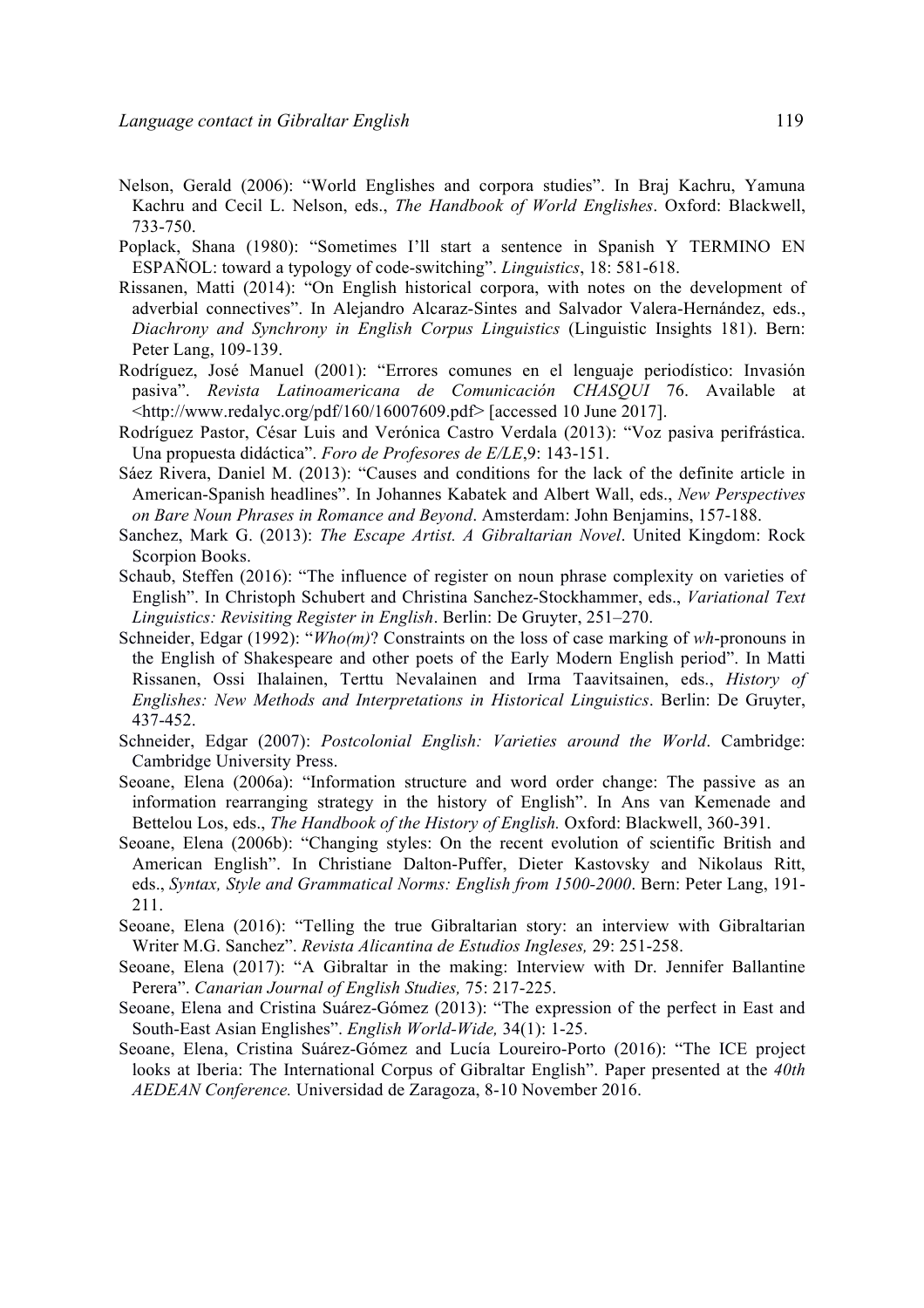Nelson, Gerald (2006): "World Englishes and corpora studies". In Braj Kachru, Yamuna Kachru and Cecil L. Nelson, eds., *The Handbook of World Englishes*. Oxford: Blackwell, 733-750.

Poplack, Shana (1980): "Sometimes I'll start a sentence in Spanish Y TERMINO EN ESPAÑOL: toward a typology of code-switching". *Linguistics*, 18: 581-618.

Rissanen, Matti (2014): "On English historical corpora, with notes on the development of adverbial connectives". In Alejandro Alcaraz-Sintes and Salvador Valera-Hernández, eds., *Diachrony and Synchrony in English Corpus Linguistics* (Linguistic Insights 181). Bern: Peter Lang, 109-139.

Rodríguez, José Manuel (2001): "Errores comunes en el lenguaje periodístico: Invasión pasiva". *Revista Latinoamericana de Comunicación CHASQUI* 76. Available at <http://www.redalyc.org/pdf/160/16007609.pdf> [accessed 10 June 2017].

Rodríguez Pastor, César Luis and Verónica Castro Verdala (2013): "Voz pasiva perifrástica. Una propuesta didáctica". *Foro de Profesores de E/LE*,9: 143-151.

Sáez Rivera, Daniel M. (2013): "Causes and conditions for the lack of the definite article in American-Spanish headlines". In Johannes Kabatek and Albert Wall, eds., *New Perspectives on Bare Noun Phrases in Romance and Beyond*. Amsterdam: John Benjamins, 157-188.

Sanchez, Mark G. (2013): *The Escape Artist. A Gibraltarian Novel*. United Kingdom: Rock Scorpion Books.

Schaub, Steffen (2016): "The influence of register on noun phrase complexity on varieties of English". In Christoph Schubert and Christina Sanchez-Stockhammer, eds., *Variational Text Linguistics: Revisiting Register in English*. Berlin: De Gruyter, 251–270.

Schneider, Edgar (1992): "*Who(m)*? Constraints on the loss of case marking of *wh*-pronouns in the English of Shakespeare and other poets of the Early Modern English period". In Matti Rissanen, Ossi Ihalainen, Terttu Nevalainen and Irma Taavitsainen, eds., *History of Englishes: New Methods and Interpretations in Historical Linguistics*. Berlin: De Gruyter, 437-452.

Schneider, Edgar (2007): *Postcolonial English: Varieties around the World*. Cambridge: Cambridge University Press.

Seoane, Elena (2006a): "Information structure and word order change: The passive as an information rearranging strategy in the history of English". In Ans van Kemenade and Bettelou Los, eds., *The Handbook of the History of English.* Oxford: Blackwell, 360-391.

Seoane, Elena (2006b): "Changing styles: On the recent evolution of scientific British and American English". In Christiane Dalton-Puffer, Dieter Kastovsky and Nikolaus Ritt, eds., *Syntax, Style and Grammatical Norms: English from 1500-2000*. Bern: Peter Lang, 191-211.

Seoane, Elena (2016): "Telling the true Gibraltarian story: an interview with Gibraltarian Writer M.G. Sanchez". *Revista Alicantina de Estudios Ingleses,* 29: 251-258.

Seoane, Elena (2017): "A Gibraltar in the making: Interview with Dr. Jennifer Ballantine Perera". *Canarian Journal of English Studies,* 75: 217-225.

Seoane, Elena and Cristina Suárez-Gómez (2013): "The expression of the perfect in East and South-East Asian Englishes". *English World-Wide,* 34(1): 1-25.

Seoane, Elena, Cristina Suárez-Gómez and Lucía Loureiro-Porto (2016): "The ICE project looks at Iberia: The International Corpus of Gibraltar English". Paper presented at the *40th AEDEAN Conference.* Universidad de Zaragoza, 8-10 November 2016.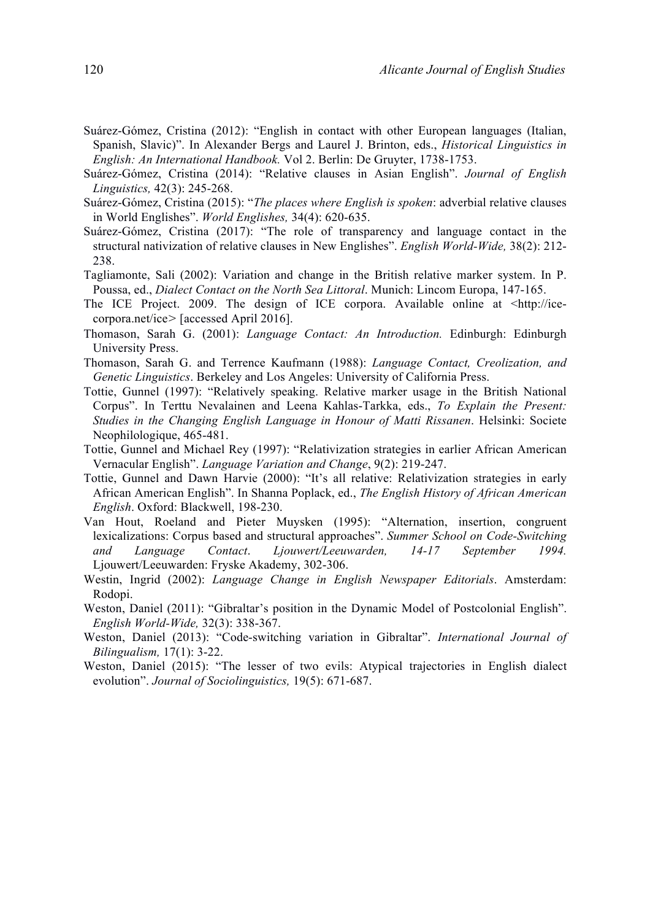Suárez-Gómez, Cristina (2012): "English in contact with other European languages (Italian, Spanish, Slavic)". In Alexander Bergs and Laurel J. Brinton, eds., *Historical Linguistics in English: An International Handbook.* Vol 2. Berlin: De Gruyter, 1738-1753.

Suárez-Gómez, Cristina (2014): "Relative clauses in Asian English". *Journal of English Linguistics,* 42(3): 245-268.

Suárez-Gómez, Cristina (2015): "*The places where English is spoken*: adverbial relative clauses in World Englishes". *World Englishes,* 34(4): 620-635.

Suárez-Gómez, Cristina (2017): "The role of transparency and language contact in the structural nativization of relative clauses in New Englishes". *English World-Wide,* 38(2): 212-238.

Tagliamonte, Sali (2002): Variation and change in the British relative marker system. In P. Poussa, ed., *Dialect Contact on the North Sea Littoral*. Munich: Lincom Europa, 147-165.

The ICE Project. 2009. The design of ICE corpora. Available online at <http://ice-corpora.net/ice> [accessed April 2016].

Thomason, Sarah G. (2001): *Language Contact: An Introduction.* Edinburgh: Edinburgh University Press.

Thomason, Sarah G. and Terrence Kaufmann (1988): *Language Contact, Creolization, and Genetic Linguistics*. Berkeley and Los Angeles: University of California Press.

Tottie, Gunnel (1997): "Relatively speaking. Relative marker usage in the British National Corpus". In Terttu Nevalainen and Leena Kahlas-Tarkka, eds., *To Explain the Present: Studies in the Changing English Language in Honour of Matti Rissanen*. Helsinki: Societe Neophilologique, 465-481.

Tottie, Gunnel and Michael Rey (1997): "Relativization strategies in earlier African American Vernacular English". *Language Variation and Change*, 9(2): 219-247.

Tottie, Gunnel and Dawn Harvie (2000): "It's all relative: Relativization strategies in early African American English". In Shanna Poplack, ed., *The English History of African American English*. Oxford: Blackwell, 198-230.

Van Hout, Roeland and Pieter Muysken (1995): "Alternation, insertion, congruent lexicalizations: Corpus based and structural approaches". *Summer School on Code-Switching and Language Contact. Ljouwert/Leeuwarden, 14-17 September 1994.* Ljouwert/Leeuwarden: Fryske Akademy, 302-306.

Westin, Ingrid (2002): *Language Change in English Newspaper Editorials*. Amsterdam: Rodopi.

Weston, Daniel (2011): "Gibraltar's position in the Dynamic Model of Postcolonial English". *English World-Wide,* 32(3): 338-367.

Weston, Daniel (2013): "Code-switching variation in Gibraltar". *International Journal of Bilingualism,* 17(1): 3-22.

Weston, Daniel (2015): "The lesser of two evils: Atypical trajectories in English dialect evolution". *Journal of Sociolinguistics,* 19(5): 671-687.